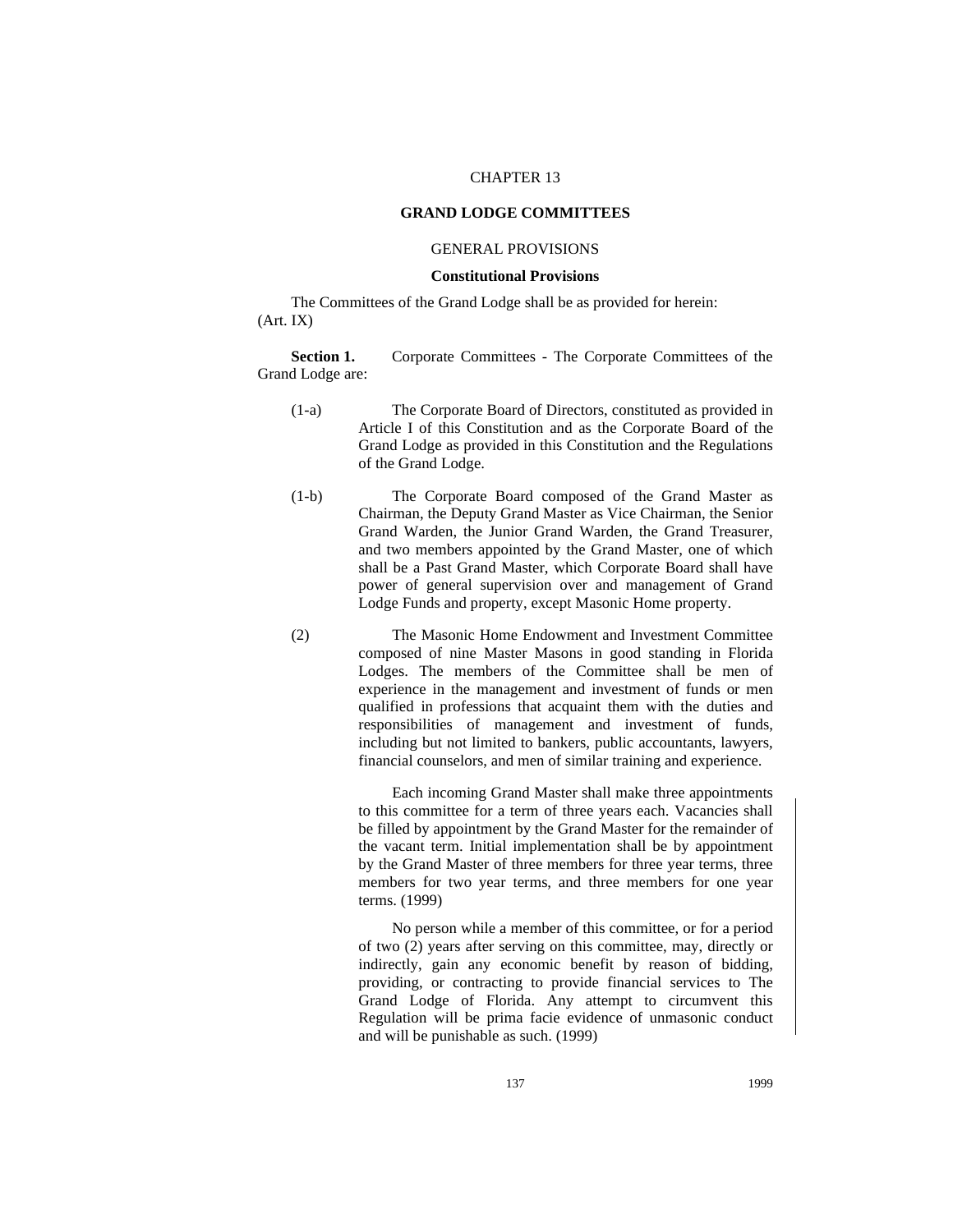CHAPTER 13

# GRAND LODGE COMMITTEES

GENERAL PROVISIONS

**Constitutional Provisions**

The Committees of the Grand Lodge shall be as provided for herein: (Art. IX)

**Section 1.** Corporate Committees - The Corporate Committees of the Grand Lodge are:

(1-a) The Corporate Board of Directors, constituted as provided in Article I of this Constitution and as the Corporate Board of the Grand Lodge as provided in this Constitution and the Regulations of the Grand Lodge.

(1-b) The Corporate Board composed of the Grand Master as Chairman, the Deputy Grand Master as Vice Chairman, the Senior Grand Warden, the Junior Grand Warden, the Grand Treasurer, and two members appointed by the Grand Master, one of which shall be a Past Grand Master, which Corporate Board shall have power of general supervision over and management of Grand Lodge Funds and property, except Masonic Home property.

(2) The Masonic Home Endowment and Investment Committee composed of nine Master Masons in good standing in Florida Lodges. The members of the Committee shall be men of experience in the management and investment of funds or men qualified in professions that acquaint them with the duties and responsibilities of management and investment of funds, including but not limited to bankers, public accountants, lawyers, financial counselors, and men of similar training and experience.

Each incoming Grand Master shall make three appointments to this committee for a term of three years each. Vacancies shall be filled by appointment by the Grand Master for the remainder of the vacant term. Initial implementation shall be by appointment by the Grand Master of three members for three year terms, three members for two year terms, and three members for one year terms. (1999)

No person while a member of this committee, or for a period of two (2) years after serving on this committee, may, directly or indirectly, gain any economic benefit by reason of bidding, providing, or contracting to provide financial services to The Grand Lodge of Florida. Any attempt to circumvent this Regulation will be prima facie evidence of unmasonic conduct and will be punishable as such. (1999)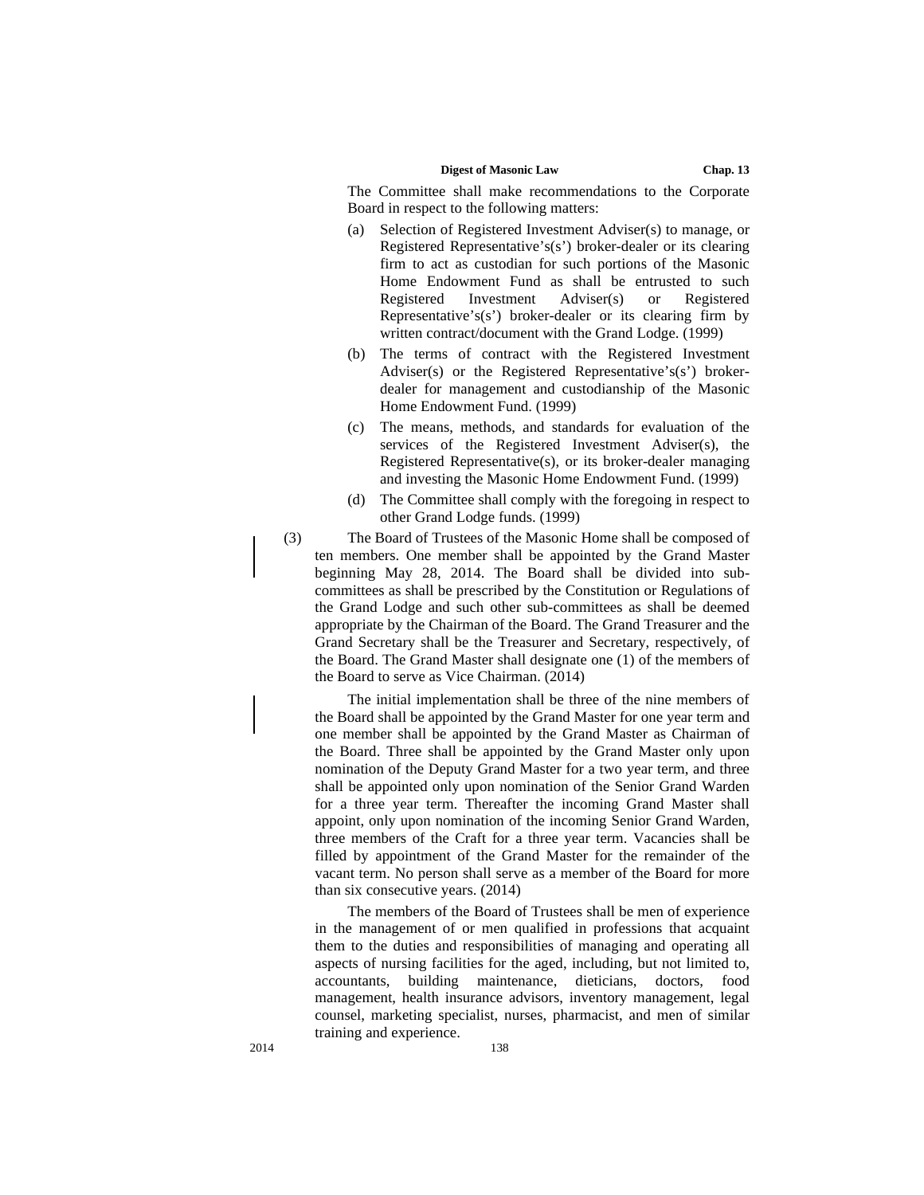The Committee shall make recommendations to the Corporate Board in respect to the following matters:

(a) Selection of Registered Investment Adviser(s) to manage, or Registered Representative's(s') broker-dealer or its clearing firm to act as custodian for such portions of the Masonic Home Endowment Fund as shall be entrusted to such Registered Investment Adviser(s) or Registered Representative's(s') broker-dealer or its clearing firm by written contract/document with the Grand Lodge. (1999)

(b) The terms of contract with the Registered Investment Adviser(s) or the Registered Representative's(s') broker-dealer for management and custodianship of the Masonic Home Endowment Fund. (1999)

(c) The means, methods, and standards for evaluation of the services of the Registered Investment Adviser(s), the Registered Representative(s), or its broker-dealer managing and investing the Masonic Home Endowment Fund. (1999)

(d) The Committee shall comply with the foregoing in respect to other Grand Lodge funds. (1999)

(3) The Board of Trustees of the Masonic Home shall be composed of ten members. One member shall be appointed by the Grand Master beginning May 28, 2014. The Board shall be divided into sub-committees as shall be prescribed by the Constitution or Regulations of the Grand Lodge and such other sub-committees as shall be deemed appropriate by the Chairman of the Board. The Grand Treasurer and the Grand Secretary shall be the Treasurer and Secretary, respectively, of the Board. The Grand Master shall designate one (1) of the members of the Board to serve as Vice Chairman. (2014)

The initial implementation shall be three of the nine members of the Board shall be appointed by the Grand Master for one year term and one member shall be appointed by the Grand Master as Chairman of the Board. Three shall be appointed by the Grand Master only upon nomination of the Deputy Grand Master for a two year term, and three shall be appointed only upon nomination of the Senior Grand Warden for a three year term. Thereafter the incoming Grand Master shall appoint, only upon nomination of the incoming Senior Grand Warden, three members of the Craft for a three year term. Vacancies shall be filled by appointment of the Grand Master for the remainder of the vacant term. No person shall serve as a member of the Board for more than six consecutive years. (2014)

The members of the Board of Trustees shall be men of experience in the management of or men qualified in professions that acquaint them to the duties and responsibilities of managing and operating all aspects of nursing facilities for the aged, including, but not limited to, accountants, building maintenance, dieticians, doctors, food management, health insurance advisors, inventory management, legal counsel, marketing specialist, nurses, pharmacist, and men of similar training and experience.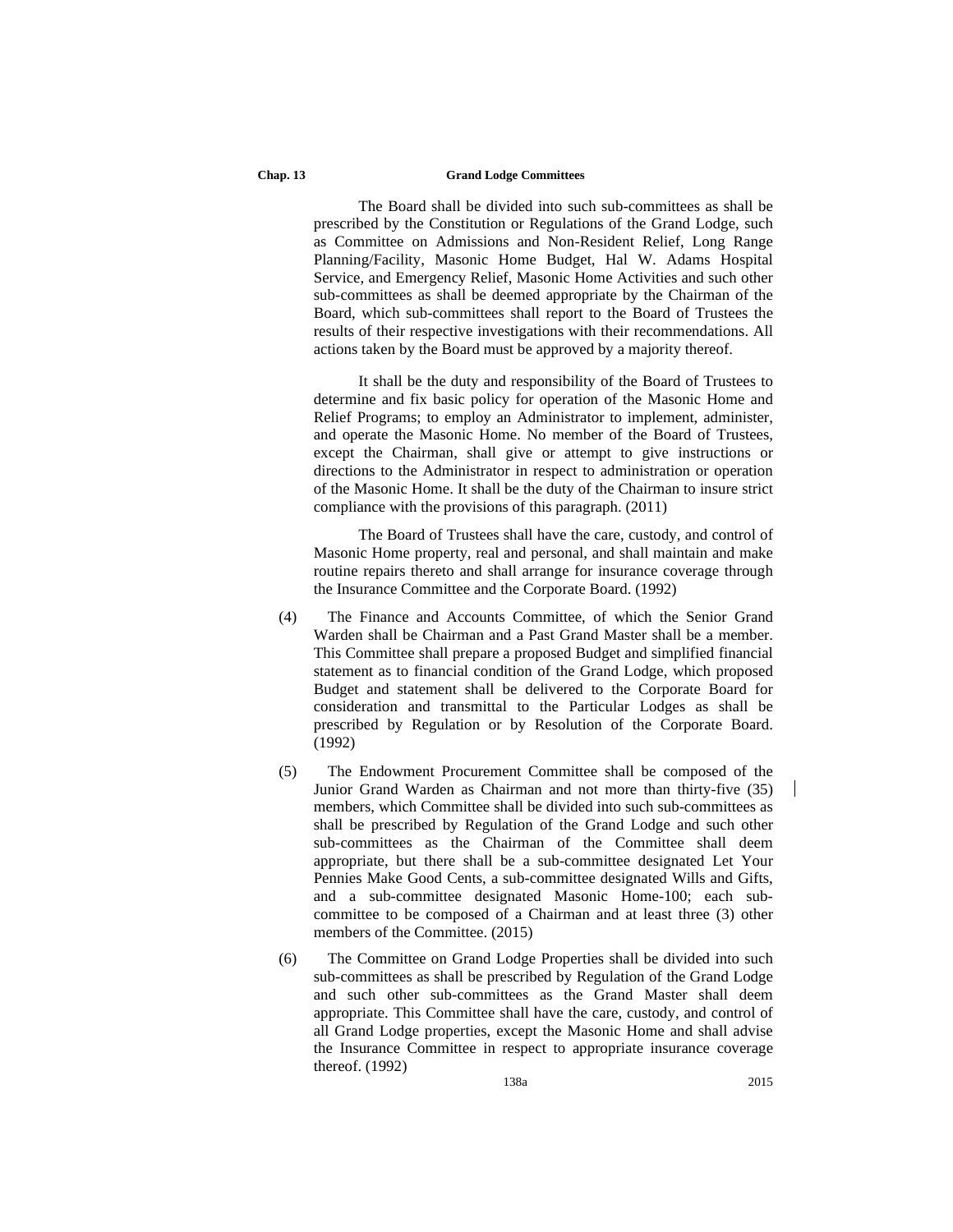The Board shall be divided into such sub-committees as shall be prescribed by the Constitution or Regulations of the Grand Lodge, such as Committee on Admissions and Non-Resident Relief, Long Range Planning/Facility, Masonic Home Budget, Hal W. Adams Hospital Service, and Emergency Relief, Masonic Home Activities and such other sub-committees as shall be deemed appropriate by the Chairman of the Board, which sub-committees shall report to the Board of Trustees the results of their respective investigations with their recommendations. All actions taken by the Board must be approved by a majority thereof.

It shall be the duty and responsibility of the Board of Trustees to determine and fix basic policy for operation of the Masonic Home and Relief Programs; to employ an Administrator to implement, administer, and operate the Masonic Home. No member of the Board of Trustees, except the Chairman, shall give or attempt to give instructions or directions to the Administrator in respect to administration or operation of the Masonic Home. It shall be the duty of the Chairman to insure strict compliance with the provisions of this paragraph. (2011)

The Board of Trustees shall have the care, custody, and control of Masonic Home property, real and personal, and shall maintain and make routine repairs thereto and shall arrange for insurance coverage through the Insurance Committee and the Corporate Board. (1992)

(4) The Finance and Accounts Committee, of which the Senior Grand Warden shall be Chairman and a Past Grand Master shall be a member. This Committee shall prepare a proposed Budget and simplified financial statement as to financial condition of the Grand Lodge, which proposed Budget and statement shall be delivered to the Corporate Board for consideration and transmittal to the Particular Lodges as shall be prescribed by Regulation or by Resolution of the Corporate Board. (1992)

(5) The Endowment Procurement Committee shall be composed of the Junior Grand Warden as Chairman and not more than thirty-five (35) members, which Committee shall be divided into such sub-committees as shall be prescribed by Regulation of the Grand Lodge and such other sub-committees as the Chairman of the Committee shall deem appropriate, but there shall be a sub-committee designated Let Your Pennies Make Good Cents, a sub-committee designated Wills and Gifts, and a sub-committee designated Masonic Home-100; each sub-committee to be composed of a Chairman and at least three (3) other members of the Committee. (2015)

(6) The Committee on Grand Lodge Properties shall be divided into such sub-committees as shall be prescribed by Regulation of the Grand Lodge and such other sub-committees as the Grand Master shall deem appropriate. This Committee shall have the care, custody, and control of all Grand Lodge properties, except the Masonic Home and shall advise the Insurance Committee in respect to appropriate insurance coverage thereof. (1992)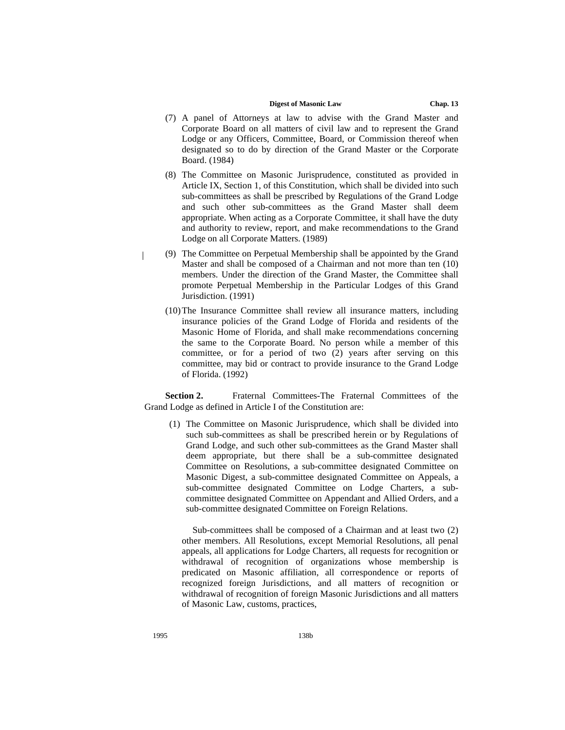(7) A panel of Attorneys at law to advise with the Grand Master and Corporate Board on all matters of civil law and to represent the Grand Lodge or any Officers, Committee, Board, or Commission thereof when designated so to do by direction of the Grand Master or the Corporate Board. (1984)

(8) The Committee on Masonic Jurisprudence, constituted as provided in Article IX, Section 1, of this Constitution, which shall be divided into such sub-committees as shall be prescribed by Regulations of the Grand Lodge and such other sub-committees as the Grand Master shall deem appropriate. When acting as a Corporate Committee, it shall have the duty and authority to review, report, and make recommendations to the Grand Lodge on all Corporate Matters. (1989)

(9) The Committee on Perpetual Membership shall be appointed by the Grand Master and shall be composed of a Chairman and not more than ten (10) members. Under the direction of the Grand Master, the Committee shall promote Perpetual Membership in the Particular Lodges of this Grand Jurisdiction. (1991)

(10) The Insurance Committee shall review all insurance matters, including insurance policies of the Grand Lodge of Florida and residents of the Masonic Home of Florida, and shall make recommendations concerning the same to the Corporate Board. No person while a member of this committee, or for a period of two (2) years after serving on this committee, may bid or contract to provide insurance to the Grand Lodge of Florida. (1992)

**Section 2.** Fraternal Committees-The Fraternal Committees of the Grand Lodge as defined in Article I of the Constitution are:

(1) The Committee on Masonic Jurisprudence, which shall be divided into such sub-committees as shall be prescribed herein or by Regulations of Grand Lodge, and such other sub-committees as the Grand Master shall deem appropriate, but there shall be a sub-committee designated Committee on Resolutions, a sub-committee designated Committee on Masonic Digest, a sub-committee designated Committee on Appeals, a sub-committee designated Committee on Lodge Charters, a sub-committee designated Committee on Appendant and Allied Orders, and a sub-committee designated Committee on Foreign Relations.

Sub-committees shall be composed of a Chairman and at least two (2) other members. All Resolutions, except Memorial Resolutions, all penal appeals, all applications for Lodge Charters, all requests for recognition or withdrawal of recognition of organizations whose membership is predicated on Masonic affiliation, all correspondence or reports of recognized foreign Jurisdictions, and all matters of recognition or withdrawal of recognition of foreign Masonic Jurisdictions and all matters of Masonic Law, customs, practices,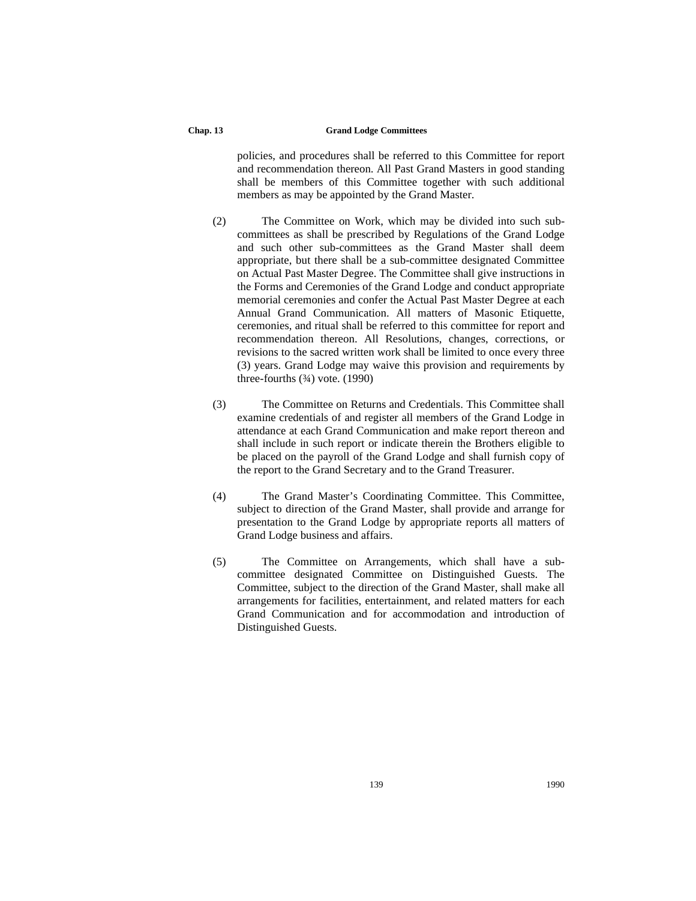policies, and procedures shall be referred to this Committee for report and recommendation thereon. All Past Grand Masters in good standing shall be members of this Committee together with such additional members as may be appointed by the Grand Master.

(2) The Committee on Work, which may be divided into such sub-committees as shall be prescribed by Regulations of the Grand Lodge and such other sub-committees as the Grand Master shall deem appropriate, but there shall be a sub-committee designated Committee on Actual Past Master Degree. The Committee shall give instructions in the Forms and Ceremonies of the Grand Lodge and conduct appropriate memorial ceremonies and confer the Actual Past Master Degree at each Annual Grand Communication. All matters of Masonic Etiquette, ceremonies, and ritual shall be referred to this committee for report and recommendation thereon. All Resolutions, changes, corrections, or revisions to the sacred written work shall be limited to once every three (3) years. Grand Lodge may waive this provision and requirements by three-fourths (¾) vote. (1990)

(3) The Committee on Returns and Credentials. This Committee shall examine credentials of and register all members of the Grand Lodge in attendance at each Grand Communication and make report thereon and shall include in such report or indicate therein the Brothers eligible to be placed on the payroll of the Grand Lodge and shall furnish copy of the report to the Grand Secretary and to the Grand Treasurer.

(4) The Grand Master's Coordinating Committee. This Committee, subject to direction of the Grand Master, shall provide and arrange for presentation to the Grand Lodge by appropriate reports all matters of Grand Lodge business and affairs.

(5) The Committee on Arrangements, which shall have a sub-committee designated Committee on Distinguished Guests. The Committee, subject to the direction of the Grand Master, shall make all arrangements for facilities, entertainment, and related matters for each Grand Communication and for accommodation and introduction of Distinguished Guests.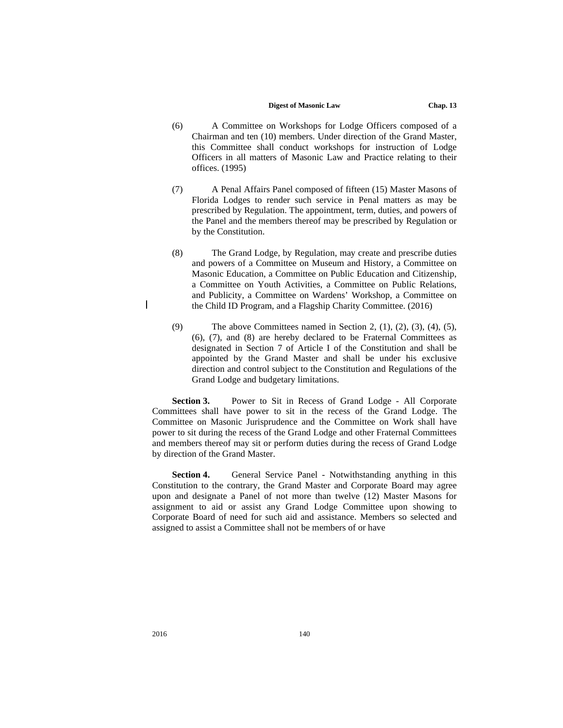(6) A Committee on Workshops for Lodge Officers composed of a Chairman and ten (10) members. Under direction of the Grand Master, this Committee shall conduct workshops for instruction of Lodge Officers in all matters of Masonic Law and Practice relating to their offices. (1995)

(7) A Penal Affairs Panel composed of fifteen (15) Master Masons of Florida Lodges to render such service in Penal matters as may be prescribed by Regulation. The appointment, term, duties, and powers of the Panel and the members thereof may be prescribed by Regulation or by the Constitution.

(8) The Grand Lodge, by Regulation, may create and prescribe duties and powers of a Committee on Museum and History, a Committee on Masonic Education, a Committee on Public Education and Citizenship, a Committee on Youth Activities, a Committee on Public Relations, and Publicity, a Committee on Wardens' Workshop, a Committee on the Child ID Program, and a Flagship Charity Committee. (2016)

(9) The above Committees named in Section 2, (1), (2), (3), (4), (5), (6), (7), and (8) are hereby declared to be Fraternal Committees as designated in Section 7 of Article I of the Constitution and shall be appointed by the Grand Master and shall be under his exclusive direction and control subject to the Constitution and Regulations of the Grand Lodge and budgetary limitations.

**Section 3.** Power to Sit in Recess of Grand Lodge - All Corporate Committees shall have power to sit in the recess of the Grand Lodge. The Committee on Masonic Jurisprudence and the Committee on Work shall have power to sit during the recess of the Grand Lodge and other Fraternal Committees and members thereof may sit or perform duties during the recess of Grand Lodge by direction of the Grand Master.

**Section 4.** General Service Panel - Notwithstanding anything in this Constitution to the contrary, the Grand Master and Corporate Board may agree upon and designate a Panel of not more than twelve (12) Master Masons for assignment to aid or assist any Grand Lodge Committee upon showing to Corporate Board of need for such aid and assistance. Members so selected and assigned to assist a Committee shall not be members of or have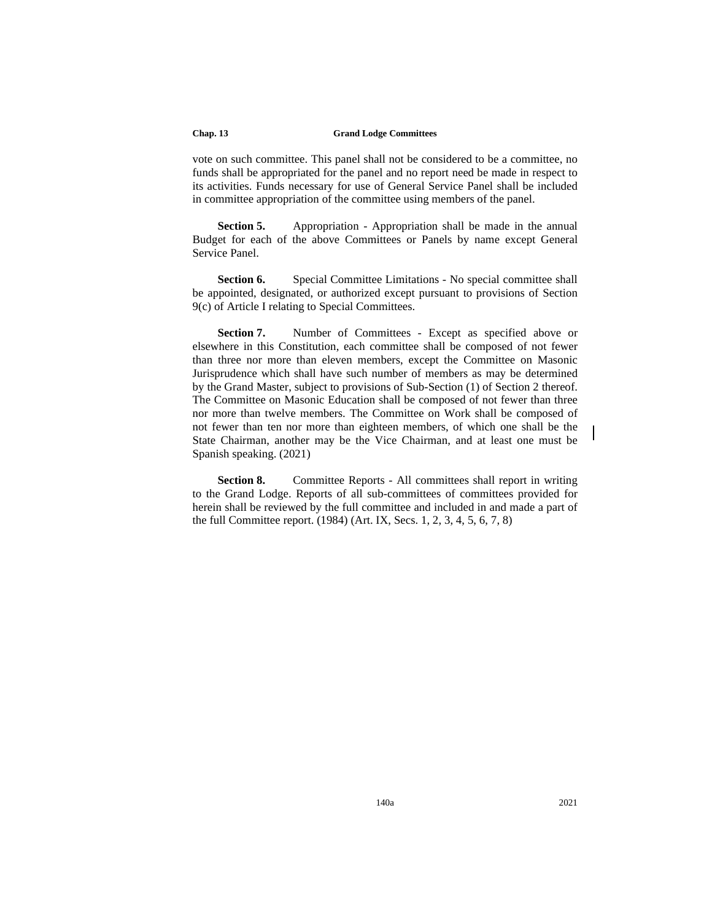vote on such committee. This panel shall not be considered to be a committee, no funds shall be appropriated for the panel and no report need be made in respect to its activities. Funds necessary for use of General Service Panel shall be included in committee appropriation of the committee using members of the panel.

**Section 5.** Appropriation - Appropriation shall be made in the annual Budget for each of the above Committees or Panels by name except General Service Panel.

**Section 6.** Special Committee Limitations - No special committee shall be appointed, designated, or authorized except pursuant to provisions of Section 9(c) of Article I relating to Special Committees.

**Section 7.** Number of Committees - Except as specified above or elsewhere in this Constitution, each committee shall be composed of not fewer than three nor more than eleven members, except the Committee on Masonic Jurisprudence which shall have such number of members as may be determined by the Grand Master, subject to provisions of Sub-Section (1) of Section 2 thereof. The Committee on Masonic Education shall be composed of not fewer than three nor more than twelve members. The Committee on Work shall be composed of not fewer than ten nor more than eighteen members, of which one shall be the State Chairman, another may be the Vice Chairman, and at least one must be Spanish speaking. (2021)

**Section 8.** Committee Reports - All committees shall report in writing to the Grand Lodge. Reports of all sub-committees of committees provided for herein shall be reviewed by the full committee and included in and made a part of the full Committee report. (1984) (Art. IX, Secs. 1, 2, 3, 4, 5, 6, 7, 8)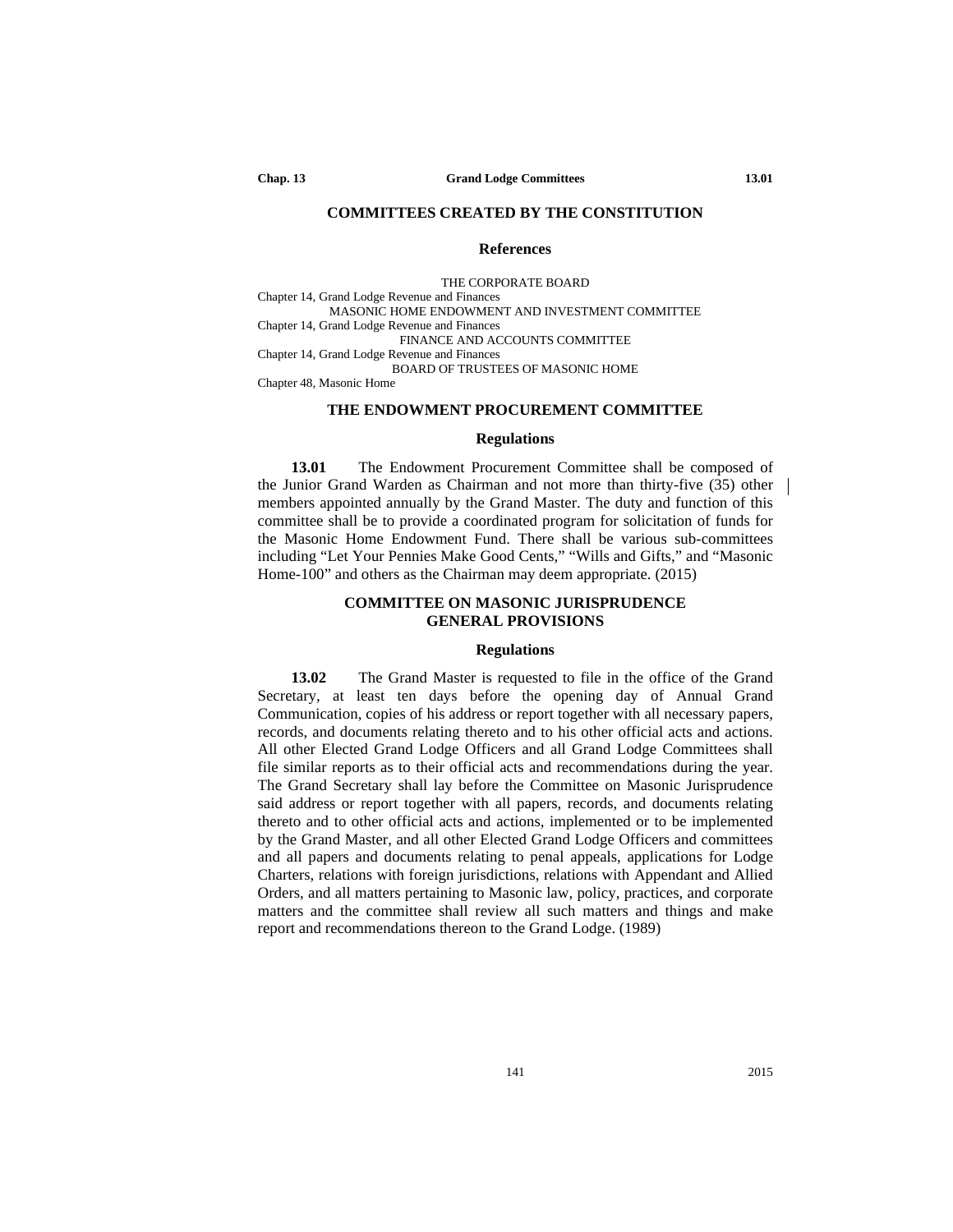## COMMITTEES CREATED BY THE CONSTITUTION

### References

THE CORPORATE BOARD
Chapter 14, Grand Lodge Revenue and Finances

MASONIC HOME ENDOWMENT AND INVESTMENT COMMITTEE
Chapter 14, Grand Lodge Revenue and Finances

FINANCE AND ACCOUNTS COMMITTEE
Chapter 14, Grand Lodge Revenue and Finances

BOARD OF TRUSTEES OF MASONIC HOME
Chapter 48, Masonic Home

## THE ENDOWMENT PROCUREMENT COMMITTEE

### Regulations

**13.01** The Endowment Procurement Committee shall be composed of the Junior Grand Warden as Chairman and not more than thirty-five (35) other members appointed annually by the Grand Master. The duty and function of this committee shall be to provide a coordinated program for solicitation of funds for the Masonic Home Endowment Fund. There shall be various sub-committees including "Let Your Pennies Make Good Cents," "Wills and Gifts," and "Masonic Home-100" and others as the Chairman may deem appropriate. (2015)

## COMMITTEE ON MASONIC JURISPRUDENCE GENERAL PROVISIONS

### Regulations

**13.02** The Grand Master is requested to file in the office of the Grand Secretary, at least ten days before the opening day of Annual Grand Communication, copies of his address or report together with all necessary papers, records, and documents relating thereto and to his other official acts and actions. All other Elected Grand Lodge Officers and all Grand Lodge Committees shall file similar reports as to their official acts and recommendations during the year. The Grand Secretary shall lay before the Committee on Masonic Jurisprudence said address or report together with all papers, records, and documents relating thereto and to other official acts and actions, implemented or to be implemented by the Grand Master, and all other Elected Grand Lodge Officers and committees and all papers and documents relating to penal appeals, applications for Lodge Charters, relations with foreign jurisdictions, relations with Appendant and Allied Orders, and all matters pertaining to Masonic law, policy, practices, and corporate matters and the committee shall review all such matters and things and make report and recommendations thereon to the Grand Lodge. (1989)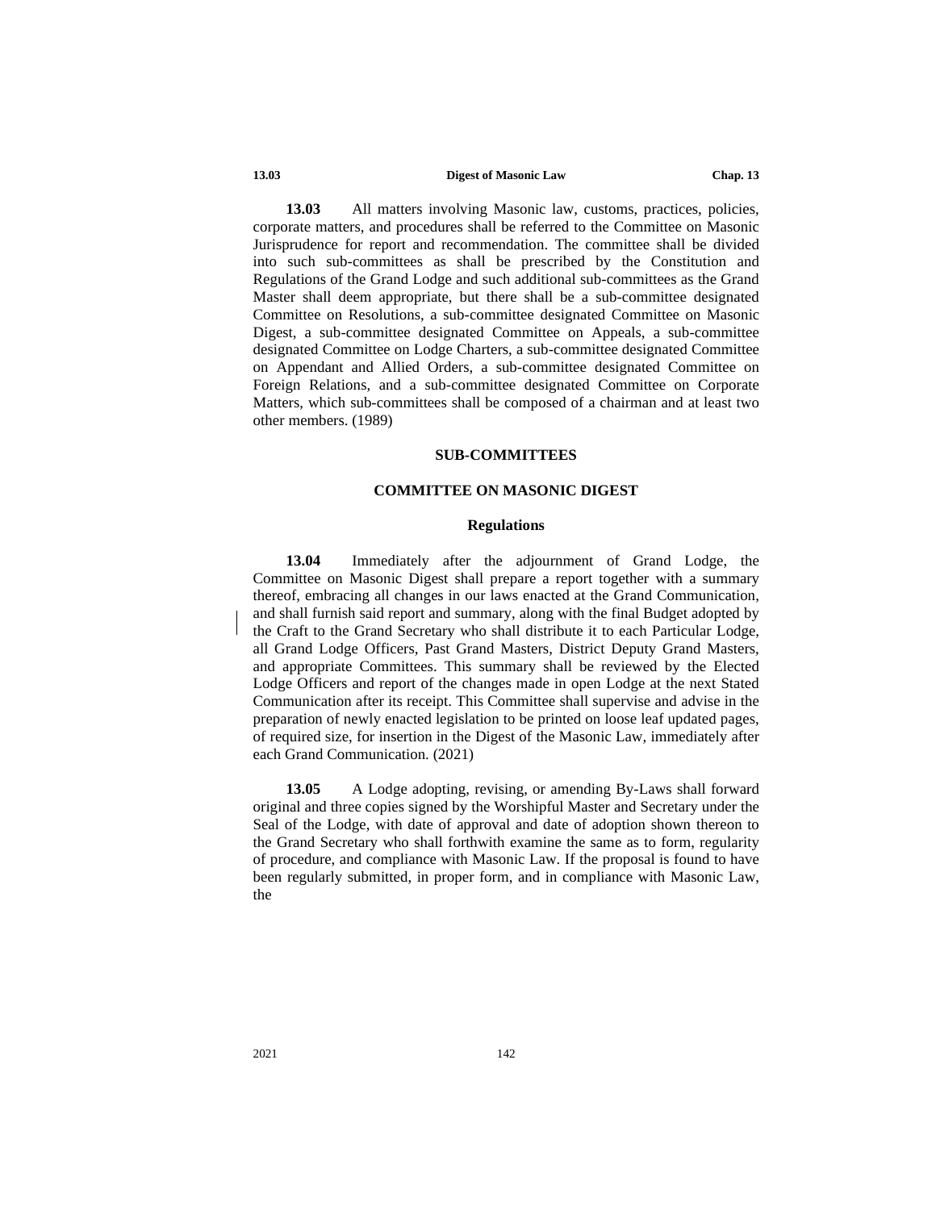**13.03** All matters involving Masonic law, customs, practices, policies, corporate matters, and procedures shall be referred to the Committee on Masonic Jurisprudence for report and recommendation. The committee shall be divided into such sub-committees as shall be prescribed by the Constitution and Regulations of the Grand Lodge and such additional sub-committees as the Grand Master shall deem appropriate, but there shall be a sub-committee designated Committee on Resolutions, a sub-committee designated Committee on Masonic Digest, a sub-committee designated Committee on Appeals, a sub-committee designated Committee on Lodge Charters, a sub-committee designated Committee on Appendant and Allied Orders, a sub-committee designated Committee on Foreign Relations, and a sub-committee designated Committee on Corporate Matters, which sub-committees shall be composed of a chairman and at least two other members. (1989)

## SUB-COMMITTEES

### COMMITTEE ON MASONIC DIGEST

#### Regulations

**13.04** Immediately after the adjournment of Grand Lodge, the Committee on Masonic Digest shall prepare a report together with a summary thereof, embracing all changes in our laws enacted at the Grand Communication, and shall furnish said report and summary, along with the final Budget adopted by the Craft to the Grand Secretary who shall distribute it to each Particular Lodge, all Grand Lodge Officers, Past Grand Masters, District Deputy Grand Masters, and appropriate Committees. This summary shall be reviewed by the Elected Lodge Officers and report of the changes made in open Lodge at the next Stated Communication after its receipt. This Committee shall supervise and advise in the preparation of newly enacted legislation to be printed on loose leaf updated pages, of required size, for insertion in the Digest of the Masonic Law, immediately after each Grand Communication. (2021)

**13.05** A Lodge adopting, revising, or amending By-Laws shall forward original and three copies signed by the Worshipful Master and Secretary under the Seal of the Lodge, with date of approval and date of adoption shown thereon to the Grand Secretary who shall forthwith examine the same as to form, regularity of procedure, and compliance with Masonic Law. If the proposal is found to have been regularly submitted, in proper form, and in compliance with Masonic Law, the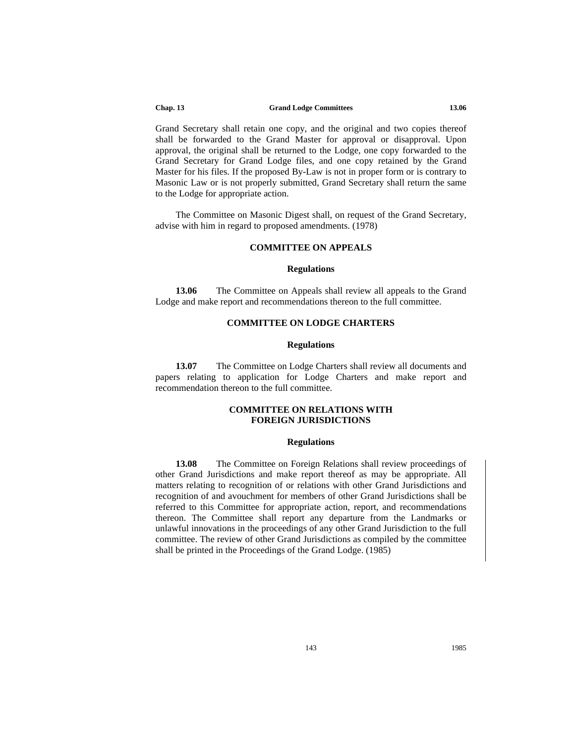Grand Secretary shall retain one copy, and the original and two copies thereof shall be forwarded to the Grand Master for approval or disapproval. Upon approval, the original shall be returned to the Lodge, one copy forwarded to the Grand Secretary for Grand Lodge files, and one copy retained by the Grand Master for his files. If the proposed By-Law is not in proper form or is contrary to Masonic Law or is not properly submitted, Grand Secretary shall return the same to the Lodge for appropriate action.

The Committee on Masonic Digest shall, on request of the Grand Secretary, advise with him in regard to proposed amendments. (1978)

## COMMITTEE ON APPEALS

### Regulations

**13.06** The Committee on Appeals shall review all appeals to the Grand Lodge and make report and recommendations thereon to the full committee.

## COMMITTEE ON LODGE CHARTERS

### Regulations

**13.07** The Committee on Lodge Charters shall review all documents and papers relating to application for Lodge Charters and make report and recommendation thereon to the full committee.

## COMMITTEE ON RELATIONS WITH FOREIGN JURISDICTIONS

### Regulations

**13.08** The Committee on Foreign Relations shall review proceedings of other Grand Jurisdictions and make report thereof as may be appropriate. All matters relating to recognition of or relations with other Grand Jurisdictions and recognition of and avouchment for members of other Grand Jurisdictions shall be referred to this Committee for appropriate action, report, and recommendations thereon. The Committee shall report any departure from the Landmarks or unlawful innovations in the proceedings of any other Grand Jurisdiction to the full committee. The review of other Grand Jurisdictions as compiled by the committee shall be printed in the Proceedings of the Grand Lodge. (1985)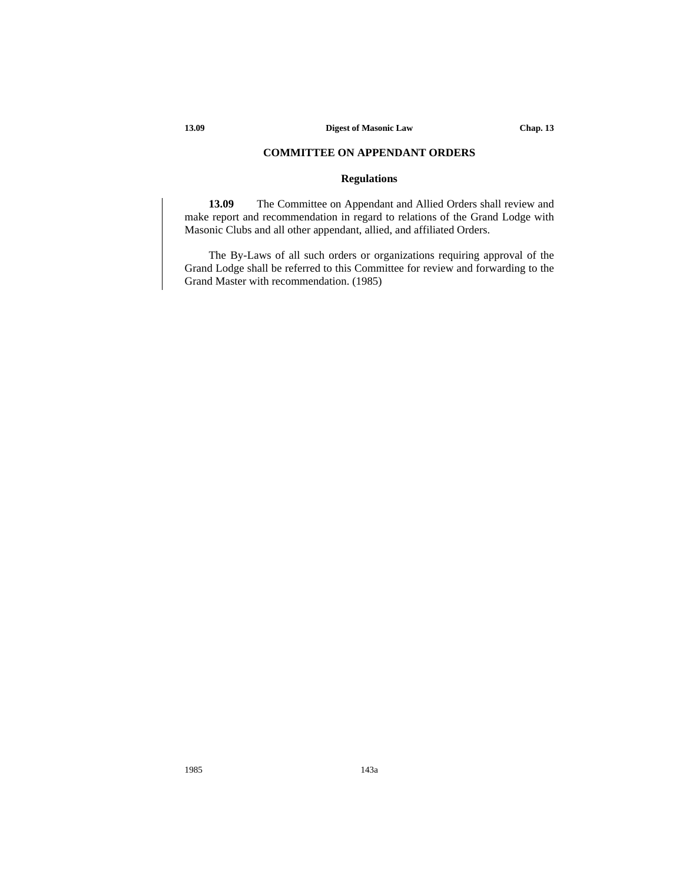## COMMITTEE ON APPENDANT ORDERS

### Regulations

**13.09** The Committee on Appendant and Allied Orders shall review and make report and recommendation in regard to relations of the Grand Lodge with Masonic Clubs and all other appendant, allied, and affiliated Orders.

The By-Laws of all such orders or organizations requiring approval of the Grand Lodge shall be referred to this Committee for review and forwarding to the Grand Master with recommendation. (1985)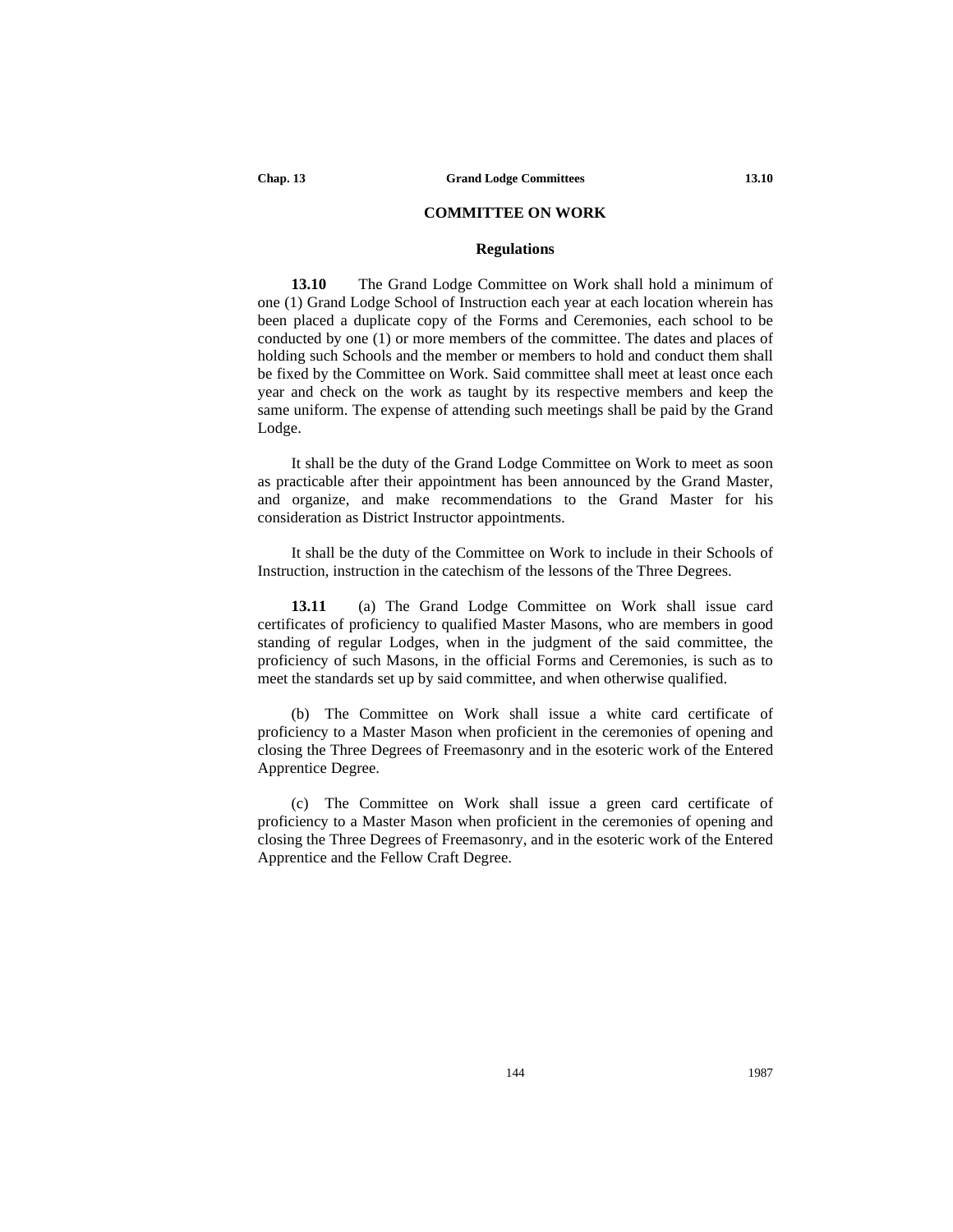## COMMITTEE ON WORK

### Regulations

**13.10** The Grand Lodge Committee on Work shall hold a minimum of one (1) Grand Lodge School of Instruction each year at each location wherein has been placed a duplicate copy of the Forms and Ceremonies, each school to be conducted by one (1) or more members of the committee. The dates and places of holding such Schools and the member or members to hold and conduct them shall be fixed by the Committee on Work. Said committee shall meet at least once each year and check on the work as taught by its respective members and keep the same uniform. The expense of attending such meetings shall be paid by the Grand Lodge.

It shall be the duty of the Grand Lodge Committee on Work to meet as soon as practicable after their appointment has been announced by the Grand Master, and organize, and make recommendations to the Grand Master for his consideration as District Instructor appointments.

It shall be the duty of the Committee on Work to include in their Schools of Instruction, instruction in the catechism of the lessons of the Three Degrees.

**13.11** (a) The Grand Lodge Committee on Work shall issue card certificates of proficiency to qualified Master Masons, who are members in good standing of regular Lodges, when in the judgment of the said committee, the proficiency of such Masons, in the official Forms and Ceremonies, is such as to meet the standards set up by said committee, and when otherwise qualified.

(b) The Committee on Work shall issue a white card certificate of proficiency to a Master Mason when proficient in the ceremonies of opening and closing the Three Degrees of Freemasonry and in the esoteric work of the Entered Apprentice Degree.

(c) The Committee on Work shall issue a green card certificate of proficiency to a Master Mason when proficient in the ceremonies of opening and closing the Three Degrees of Freemasonry, and in the esoteric work of the Entered Apprentice and the Fellow Craft Degree.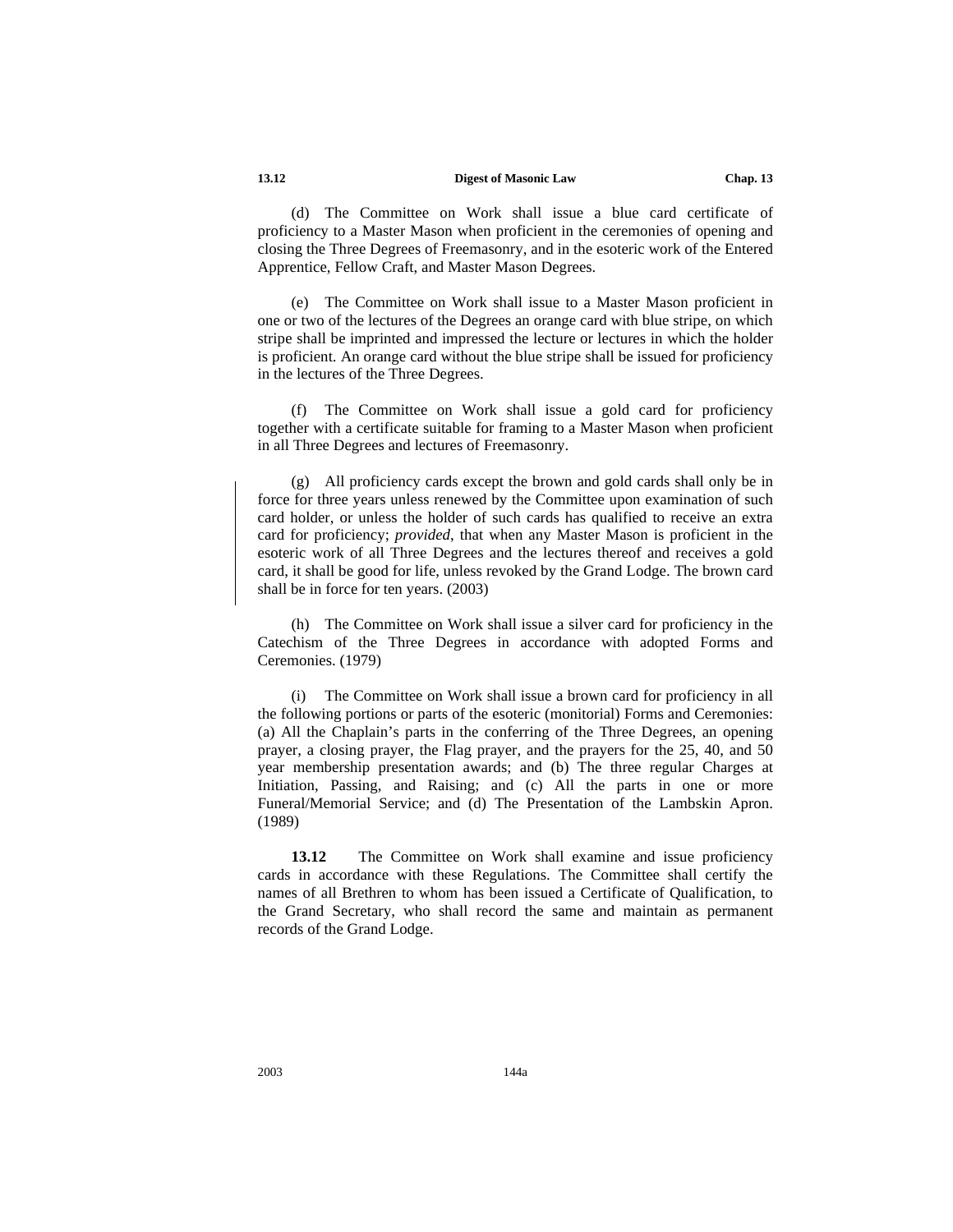(d) The Committee on Work shall issue a blue card certificate of proficiency to a Master Mason when proficient in the ceremonies of opening and closing the Three Degrees of Freemasonry, and in the esoteric work of the Entered Apprentice, Fellow Craft, and Master Mason Degrees.

(e) The Committee on Work shall issue to a Master Mason proficient in one or two of the lectures of the Degrees an orange card with blue stripe, on which stripe shall be imprinted and impressed the lecture or lectures in which the holder is proficient. An orange card without the blue stripe shall be issued for proficiency in the lectures of the Three Degrees.

(f) The Committee on Work shall issue a gold card for proficiency together with a certificate suitable for framing to a Master Mason when proficient in all Three Degrees and lectures of Freemasonry.

(g) All proficiency cards except the brown and gold cards shall only be in force for three years unless renewed by the Committee upon examination of such card holder, or unless the holder of such cards has qualified to receive an extra card for proficiency; *provided*, that when any Master Mason is proficient in the esoteric work of all Three Degrees and the lectures thereof and receives a gold card, it shall be good for life, unless revoked by the Grand Lodge. The brown card shall be in force for ten years. (2003)

(h) The Committee on Work shall issue a silver card for proficiency in the Catechism of the Three Degrees in accordance with adopted Forms and Ceremonies. (1979)

(i) The Committee on Work shall issue a brown card for proficiency in all the following portions or parts of the esoteric (monitorial) Forms and Ceremonies: (a) All the Chaplain's parts in the conferring of the Three Degrees, an opening prayer, a closing prayer, the Flag prayer, and the prayers for the 25, 40, and 50 year membership presentation awards; and (b) The three regular Charges at Initiation, Passing, and Raising; and (c) All the parts in one or more Funeral/Memorial Service; and (d) The Presentation of the Lambskin Apron. (1989)

**13.12** The Committee on Work shall examine and issue proficiency cards in accordance with these Regulations. The Committee shall certify the names of all Brethren to whom has been issued a Certificate of Qualification, to the Grand Secretary, who shall record the same and maintain as permanent records of the Grand Lodge.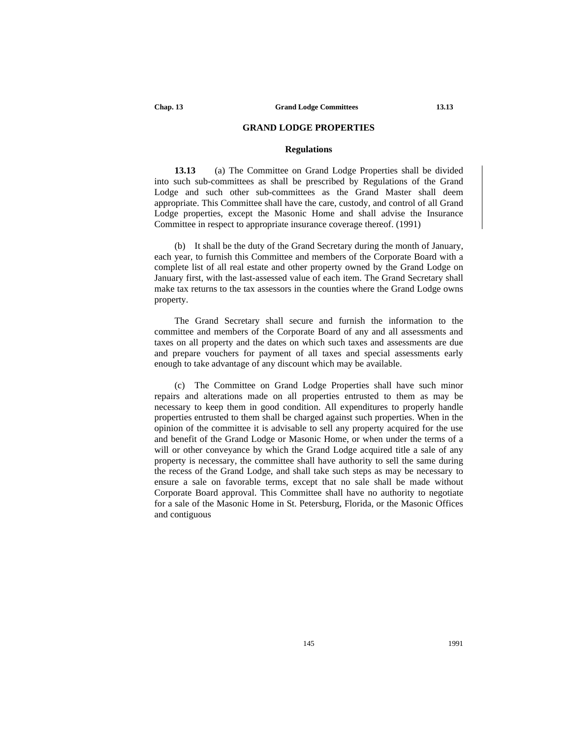## GRAND LODGE PROPERTIES

### Regulations

**13.13** (a) The Committee on Grand Lodge Properties shall be divided into such sub-committees as shall be prescribed by Regulations of the Grand Lodge and such other sub-committees as the Grand Master shall deem appropriate. This Committee shall have the care, custody, and control of all Grand Lodge properties, except the Masonic Home and shall advise the Insurance Committee in respect to appropriate insurance coverage thereof. (1991)

(b) It shall be the duty of the Grand Secretary during the month of January, each year, to furnish this Committee and members of the Corporate Board with a complete list of all real estate and other property owned by the Grand Lodge on January first, with the last-assessed value of each item. The Grand Secretary shall make tax returns to the tax assessors in the counties where the Grand Lodge owns property.

The Grand Secretary shall secure and furnish the information to the committee and members of the Corporate Board of any and all assessments and taxes on all property and the dates on which such taxes and assessments are due and prepare vouchers for payment of all taxes and special assessments early enough to take advantage of any discount which may be available.

(c) The Committee on Grand Lodge Properties shall have such minor repairs and alterations made on all properties entrusted to them as may be necessary to keep them in good condition. All expenditures to properly handle properties entrusted to them shall be charged against such properties. When in the opinion of the committee it is advisable to sell any property acquired for the use and benefit of the Grand Lodge or Masonic Home, or when under the terms of a will or other conveyance by which the Grand Lodge acquired title a sale of any property is necessary, the committee shall have authority to sell the same during the recess of the Grand Lodge, and shall take such steps as may be necessary to ensure a sale on favorable terms, except that no sale shall be made without Corporate Board approval. This Committee shall have no authority to negotiate for a sale of the Masonic Home in St. Petersburg, Florida, or the Masonic Offices and contiguous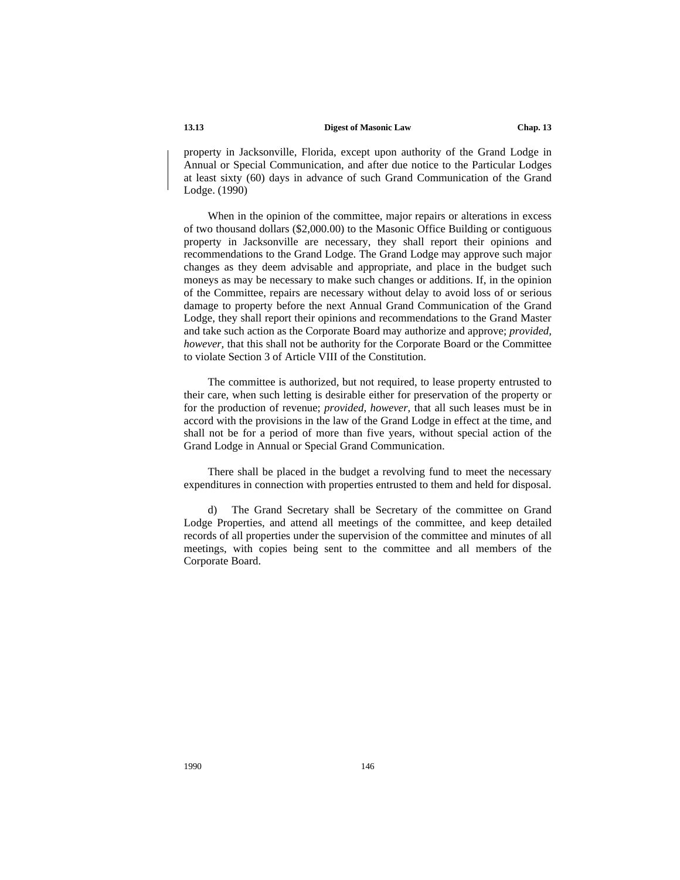property in Jacksonville, Florida, except upon authority of the Grand Lodge in Annual or Special Communication, and after due notice to the Particular Lodges at least sixty (60) days in advance of such Grand Communication of the Grand Lodge. (1990)

When in the opinion of the committee, major repairs or alterations in excess of two thousand dollars ($2,000.00) to the Masonic Office Building or contiguous property in Jacksonville are necessary, they shall report their opinions and recommendations to the Grand Lodge. The Grand Lodge may approve such major changes as they deem advisable and appropriate, and place in the budget such moneys as may be necessary to make such changes or additions. If, in the opinion of the Committee, repairs are necessary without delay to avoid loss of or serious damage to property before the next Annual Grand Communication of the Grand Lodge, they shall report their opinions and recommendations to the Grand Master and take such action as the Corporate Board may authorize and approve; *provided, however,* that this shall not be authority for the Corporate Board or the Committee to violate Section 3 of Article VIII of the Constitution.

The committee is authorized, but not required, to lease property entrusted to their care, when such letting is desirable either for preservation of the property or for the production of revenue; *provided, however,* that all such leases must be in accord with the provisions in the law of the Grand Lodge in effect at the time, and shall not be for a period of more than five years, without special action of the Grand Lodge in Annual or Special Grand Communication.

There shall be placed in the budget a revolving fund to meet the necessary expenditures in connection with properties entrusted to them and held for disposal.

d) The Grand Secretary shall be Secretary of the committee on Grand Lodge Properties, and attend all meetings of the committee, and keep detailed records of all properties under the supervision of the committee and minutes of all meetings, with copies being sent to the committee and all members of the Corporate Board.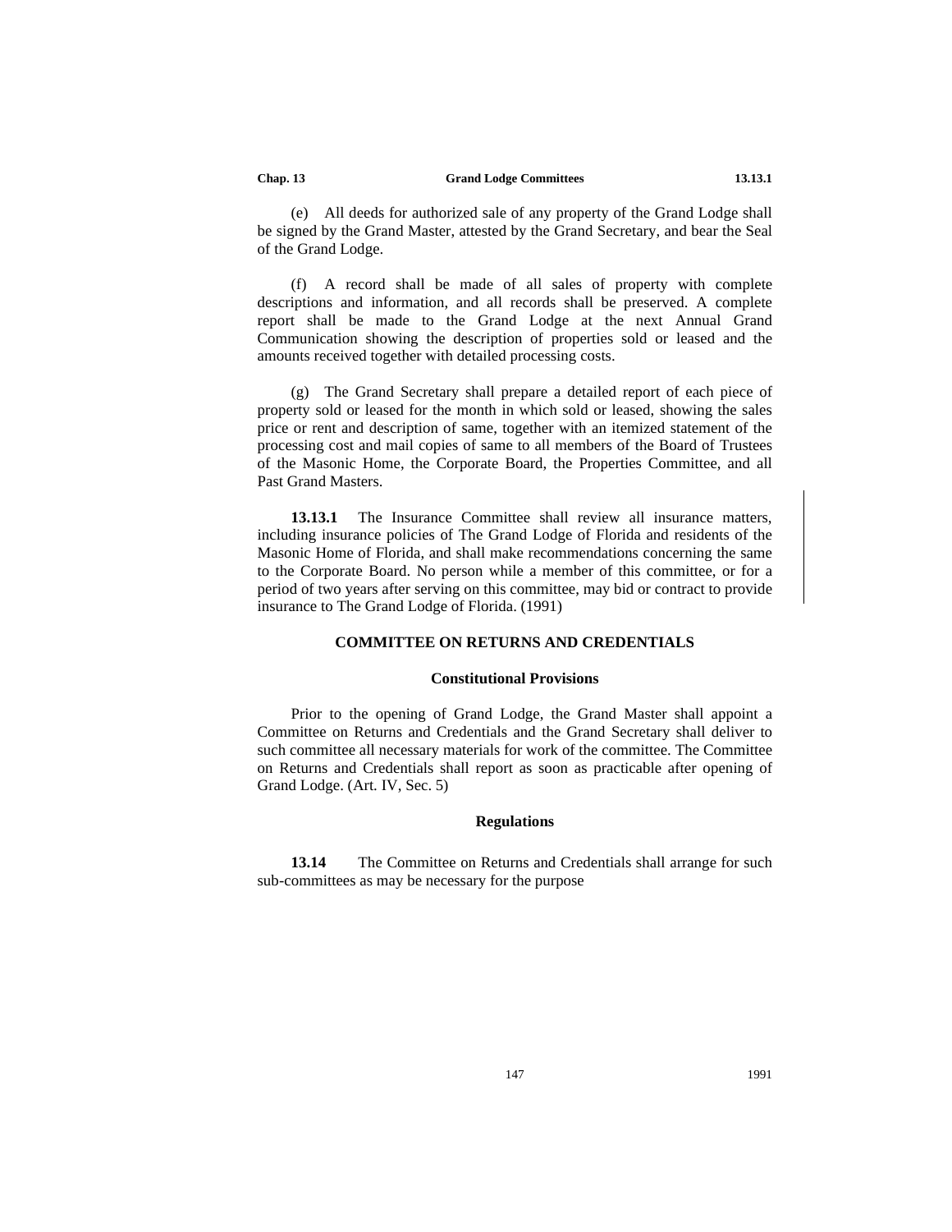(e) All deeds for authorized sale of any property of the Grand Lodge shall be signed by the Grand Master, attested by the Grand Secretary, and bear the Seal of the Grand Lodge.

(f) A record shall be made of all sales of property with complete descriptions and information, and all records shall be preserved. A complete report shall be made to the Grand Lodge at the next Annual Grand Communication showing the description of properties sold or leased and the amounts received together with detailed processing costs.

(g) The Grand Secretary shall prepare a detailed report of each piece of property sold or leased for the month in which sold or leased, showing the sales price or rent and description of same, together with an itemized statement of the processing cost and mail copies of same to all members of the Board of Trustees of the Masonic Home, the Corporate Board, the Properties Committee, and all Past Grand Masters.

**13.13.1** The Insurance Committee shall review all insurance matters, including insurance policies of The Grand Lodge of Florida and residents of the Masonic Home of Florida, and shall make recommendations concerning the same to the Corporate Board. No person while a member of this committee, or for a period of two years after serving on this committee, may bid or contract to provide insurance to The Grand Lodge of Florida. (1991)

## COMMITTEE ON RETURNS AND CREDENTIALS

### Constitutional Provisions

Prior to the opening of Grand Lodge, the Grand Master shall appoint a Committee on Returns and Credentials and the Grand Secretary shall deliver to such committee all necessary materials for work of the committee. The Committee on Returns and Credentials shall report as soon as practicable after opening of Grand Lodge. (Art. IV, Sec. 5)

### Regulations

**13.14** The Committee on Returns and Credentials shall arrange for such sub-committees as may be necessary for the purpose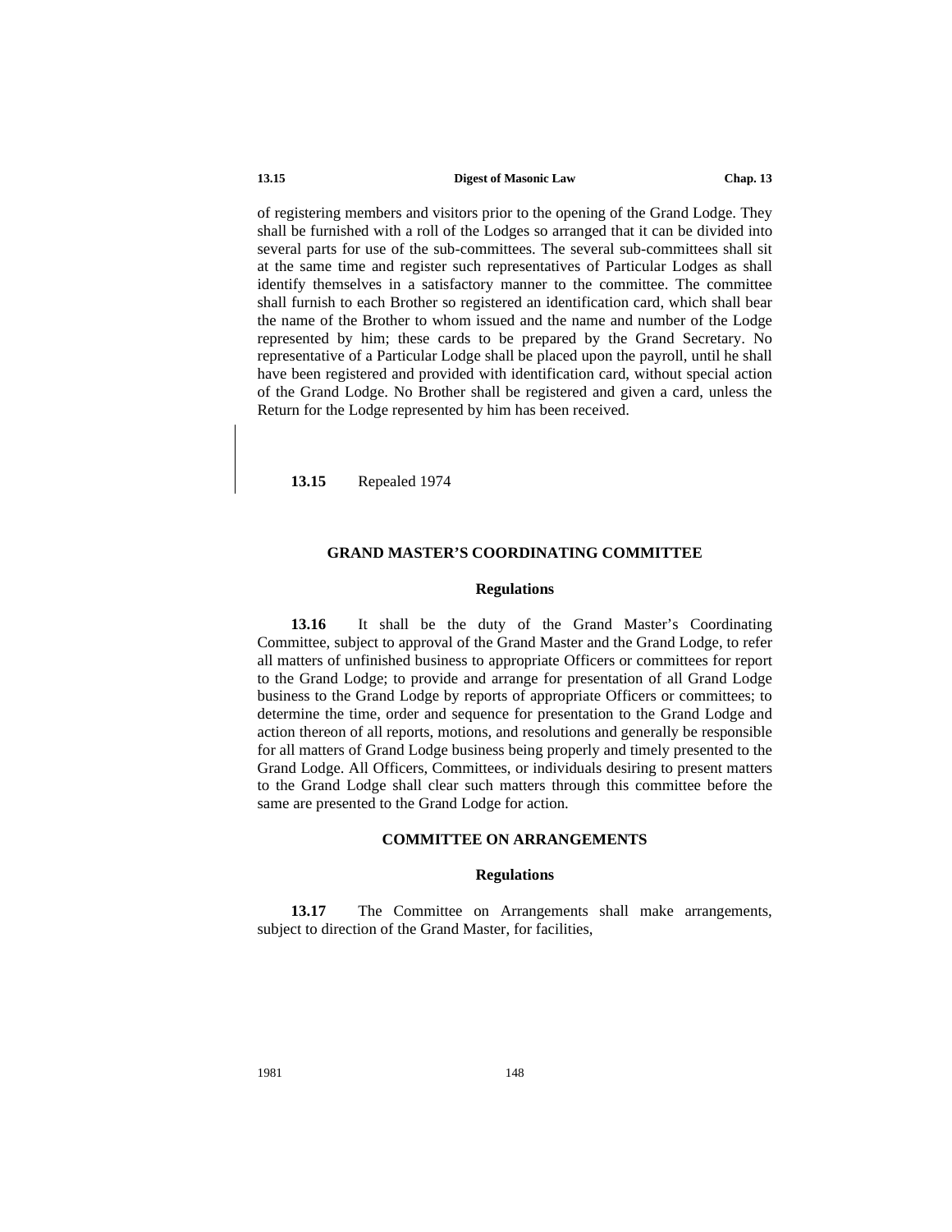of registering members and visitors prior to the opening of the Grand Lodge. They shall be furnished with a roll of the Lodges so arranged that it can be divided into several parts for use of the sub-committees. The several sub-committees shall sit at the same time and register such representatives of Particular Lodges as shall identify themselves in a satisfactory manner to the committee. The committee shall furnish to each Brother so registered an identification card, which shall bear the name of the Brother to whom issued and the name and number of the Lodge represented by him; these cards to be prepared by the Grand Secretary. No representative of a Particular Lodge shall be placed upon the payroll, until he shall have been registered and provided with identification card, without special action of the Grand Lodge. No Brother shall be registered and given a card, unless the Return for the Lodge represented by him has been received.

**13.15** Repealed 1974

## GRAND MASTER'S COORDINATING COMMITTEE

### Regulations

**13.16** It shall be the duty of the Grand Master's Coordinating Committee, subject to approval of the Grand Master and the Grand Lodge, to refer all matters of unfinished business to appropriate Officers or committees for report to the Grand Lodge; to provide and arrange for presentation of all Grand Lodge business to the Grand Lodge by reports of appropriate Officers or committees; to determine the time, order and sequence for presentation to the Grand Lodge and action thereon of all reports, motions, and resolutions and generally be responsible for all matters of Grand Lodge business being properly and timely presented to the Grand Lodge. All Officers, Committees, or individuals desiring to present matters to the Grand Lodge shall clear such matters through this committee before the same are presented to the Grand Lodge for action.

## COMMITTEE ON ARRANGEMENTS

### Regulations

**13.17** The Committee on Arrangements shall make arrangements, subject to direction of the Grand Master, for facilities,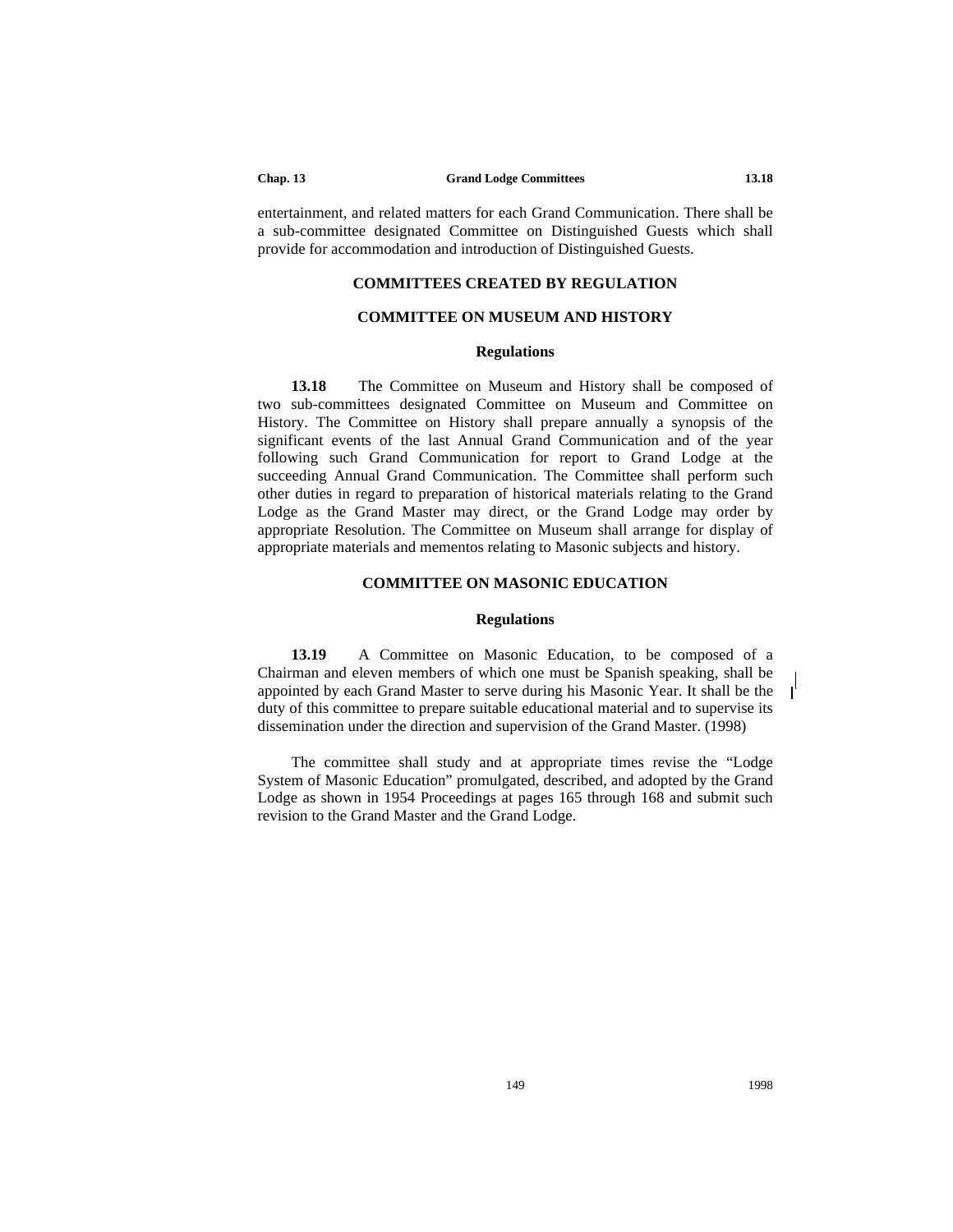entertainment, and related matters for each Grand Communication. There shall be a sub-committee designated Committee on Distinguished Guests which shall provide for accommodation and introduction of Distinguished Guests.

## COMMITTEES CREATED BY REGULATION

### COMMITTEE ON MUSEUM AND HISTORY

#### Regulations

**13.18** The Committee on Museum and History shall be composed of two sub-committees designated Committee on Museum and Committee on History. The Committee on History shall prepare annually a synopsis of the significant events of the last Annual Grand Communication and of the year following such Grand Communication for report to Grand Lodge at the succeeding Annual Grand Communication. The Committee shall perform such other duties in regard to preparation of historical materials relating to the Grand Lodge as the Grand Master may direct, or the Grand Lodge may order by appropriate Resolution. The Committee on Museum shall arrange for display of appropriate materials and mementos relating to Masonic subjects and history.

### COMMITTEE ON MASONIC EDUCATION

#### Regulations

**13.19** A Committee on Masonic Education, to be composed of a Chairman and eleven members of which one must be Spanish speaking, shall be appointed by each Grand Master to serve during his Masonic Year. It shall be the duty of this committee to prepare suitable educational material and to supervise its dissemination under the direction and supervision of the Grand Master. (1998)

The committee shall study and at appropriate times revise the "Lodge System of Masonic Education" promulgated, described, and adopted by the Grand Lodge as shown in 1954 Proceedings at pages 165 through 168 and submit such revision to the Grand Master and the Grand Lodge.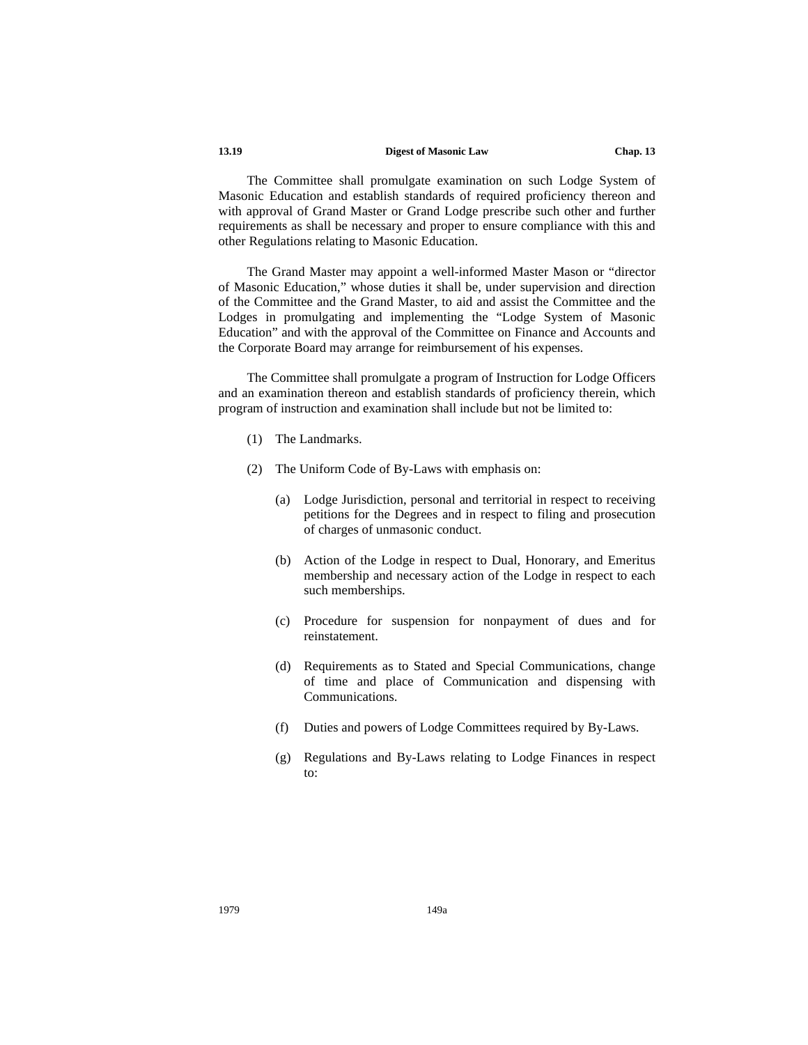The Committee shall promulgate examination on such Lodge System of Masonic Education and establish standards of required proficiency thereon and with approval of Grand Master or Grand Lodge prescribe such other and further requirements as shall be necessary and proper to ensure compliance with this and other Regulations relating to Masonic Education.

The Grand Master may appoint a well-informed Master Mason or "director of Masonic Education," whose duties it shall be, under supervision and direction of the Committee and the Grand Master, to aid and assist the Committee and the Lodges in promulgating and implementing the "Lodge System of Masonic Education" and with the approval of the Committee on Finance and Accounts and the Corporate Board may arrange for reimbursement of his expenses.

The Committee shall promulgate a program of Instruction for Lodge Officers and an examination thereon and establish standards of proficiency therein, which program of instruction and examination shall include but not be limited to:

(1) The Landmarks.

(2) The Uniform Code of By-Laws with emphasis on:

  (a) Lodge Jurisdiction, personal and territorial in respect to receiving petitions for the Degrees and in respect to filing and prosecution of charges of unmasonic conduct.

  (b) Action of the Lodge in respect to Dual, Honorary, and Emeritus membership and necessary action of the Lodge in respect to each such memberships.

  (c) Procedure for suspension for nonpayment of dues and for reinstatement.

  (d) Requirements as to Stated and Special Communications, change of time and place of Communication and dispensing with Communications.

  (f) Duties and powers of Lodge Committees required by By-Laws.

  (g) Regulations and By-Laws relating to Lodge Finances in respect to: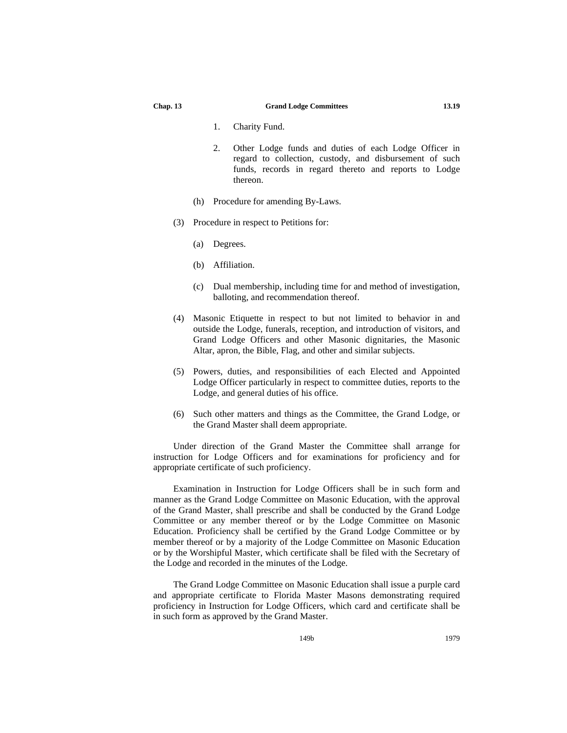1. Charity Fund.

2. Other Lodge funds and duties of each Lodge Officer in regard to collection, custody, and disbursement of such funds, records in regard thereto and reports to Lodge thereon.

(h) Procedure for amending By-Laws.

(3) Procedure in respect to Petitions for:

(a) Degrees.

(b) Affiliation.

(c) Dual membership, including time for and method of investigation, balloting, and recommendation thereof.

(4) Masonic Etiquette in respect to but not limited to behavior in and outside the Lodge, funerals, reception, and introduction of visitors, and Grand Lodge Officers and other Masonic dignitaries, the Masonic Altar, apron, the Bible, Flag, and other and similar subjects.

(5) Powers, duties, and responsibilities of each Elected and Appointed Lodge Officer particularly in respect to committee duties, reports to the Lodge, and general duties of his office.

(6) Such other matters and things as the Committee, the Grand Lodge, or the Grand Master shall deem appropriate.

Under direction of the Grand Master the Committee shall arrange for instruction for Lodge Officers and for examinations for proficiency and for appropriate certificate of such proficiency.

Examination in Instruction for Lodge Officers shall be in such form and manner as the Grand Lodge Committee on Masonic Education, with the approval of the Grand Master, shall prescribe and shall be conducted by the Grand Lodge Committee or any member thereof or by the Lodge Committee on Masonic Education. Proficiency shall be certified by the Grand Lodge Committee or by member thereof or by a majority of the Lodge Committee on Masonic Education or by the Worshipful Master, which certificate shall be filed with the Secretary of the Lodge and recorded in the minutes of the Lodge.

The Grand Lodge Committee on Masonic Education shall issue a purple card and appropriate certificate to Florida Master Masons demonstrating required proficiency in Instruction for Lodge Officers, which card and certificate shall be in such form as approved by the Grand Master.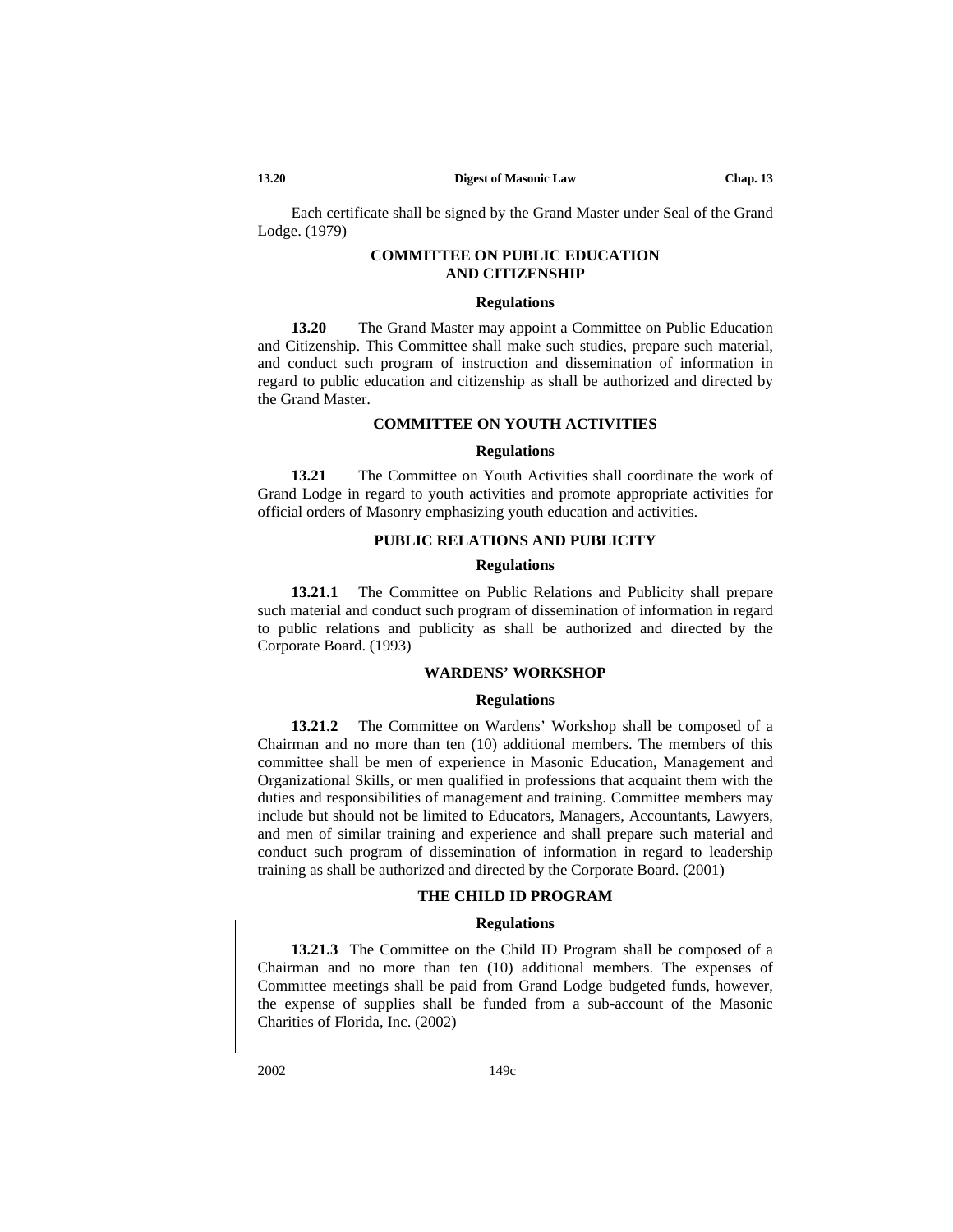Each certificate shall be signed by the Grand Master under Seal of the Grand Lodge. (1979)

## COMMITTEE ON PUBLIC EDUCATION AND CITIZENSHIP

### Regulations

**13.20** The Grand Master may appoint a Committee on Public Education and Citizenship. This Committee shall make such studies, prepare such material, and conduct such program of instruction and dissemination of information in regard to public education and citizenship as shall be authorized and directed by the Grand Master.

## COMMITTEE ON YOUTH ACTIVITIES

### Regulations

**13.21** The Committee on Youth Activities shall coordinate the work of Grand Lodge in regard to youth activities and promote appropriate activities for official orders of Masonry emphasizing youth education and activities.

## PUBLIC RELATIONS AND PUBLICITY

### Regulations

**13.21.1** The Committee on Public Relations and Publicity shall prepare such material and conduct such program of dissemination of information in regard to public relations and publicity as shall be authorized and directed by the Corporate Board. (1993)

## WARDENS' WORKSHOP

### Regulations

**13.21.2** The Committee on Wardens' Workshop shall be composed of a Chairman and no more than ten (10) additional members. The members of this committee shall be men of experience in Masonic Education, Management and Organizational Skills, or men qualified in professions that acquaint them with the duties and responsibilities of management and training. Committee members may include but should not be limited to Educators, Managers, Accountants, Lawyers, and men of similar training and experience and shall prepare such material and conduct such program of dissemination of information in regard to leadership training as shall be authorized and directed by the Corporate Board. (2001)

## THE CHILD ID PROGRAM

### Regulations

**13.21.3** The Committee on the Child ID Program shall be composed of a Chairman and no more than ten (10) additional members. The expenses of Committee meetings shall be paid from Grand Lodge budgeted funds, however, the expense of supplies shall be funded from a sub-account of the Masonic Charities of Florida, Inc. (2002)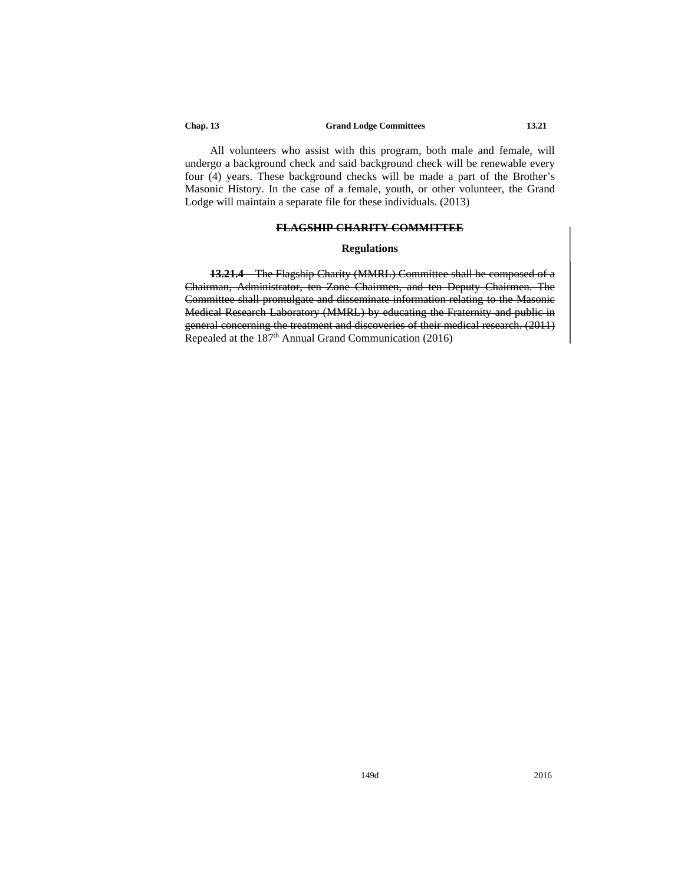All volunteers who assist with this program, both male and female, will undergo a background check and said background check will be renewable every four (4) years. These background checks will be made a part of the Brother's Masonic History. In the case of a female, youth, or other volunteer, the Grand Lodge will maintain a separate file for these individuals. (2013)

### ~~FLAGSHIP CHARITY COMMITTEE~~

### Regulations

~~**13.21.4** The Flagship Charity (MMRL) Committee shall be composed of a Chairman, Administrator, ten Zone Chairmen, and ten Deputy Chairmen. The Committee shall promulgate and disseminate information relating to the Masonic Medical Research Laboratory (MMRL) by educating the Fraternity and public in general concerning the treatment and discoveries of their medical research. (2011)~~ Repealed at the 187th Annual Grand Communication (2016)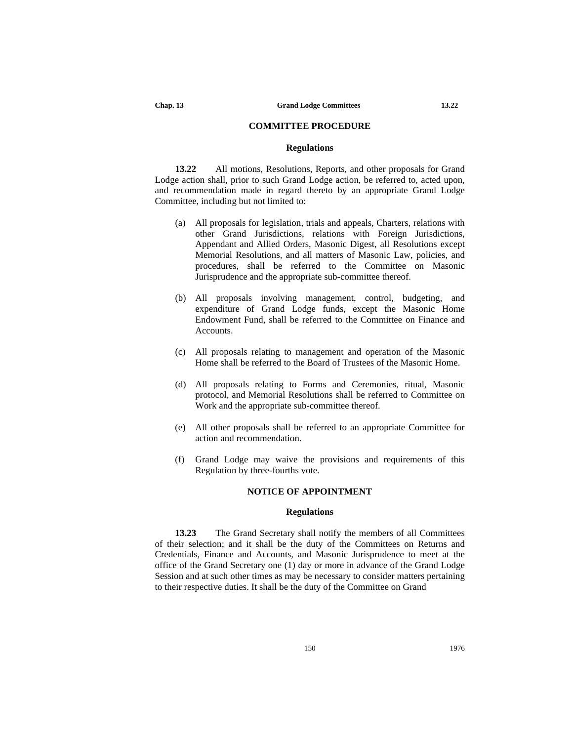## COMMITTEE PROCEDURE

### Regulations

**13.22** All motions, Resolutions, Reports, and other proposals for Grand Lodge action shall, prior to such Grand Lodge action, be referred to, acted upon, and recommendation made in regard thereto by an appropriate Grand Lodge Committee, including but not limited to:

(a) All proposals for legislation, trials and appeals, Charters, relations with other Grand Jurisdictions, relations with Foreign Jurisdictions, Appendant and Allied Orders, Masonic Digest, all Resolutions except Memorial Resolutions, and all matters of Masonic Law, policies, and procedures, shall be referred to the Committee on Masonic Jurisprudence and the appropriate sub-committee thereof.

(b) All proposals involving management, control, budgeting, and expenditure of Grand Lodge funds, except the Masonic Home Endowment Fund, shall be referred to the Committee on Finance and Accounts.

(c) All proposals relating to management and operation of the Masonic Home shall be referred to the Board of Trustees of the Masonic Home.

(d) All proposals relating to Forms and Ceremonies, ritual, Masonic protocol, and Memorial Resolutions shall be referred to Committee on Work and the appropriate sub-committee thereof.

(e) All other proposals shall be referred to an appropriate Committee for action and recommendation.

(f) Grand Lodge may waive the provisions and requirements of this Regulation by three-fourths vote.

## NOTICE OF APPOINTMENT

### Regulations

**13.23** The Grand Secretary shall notify the members of all Committees of their selection; and it shall be the duty of the Committees on Returns and Credentials, Finance and Accounts, and Masonic Jurisprudence to meet at the office of the Grand Secretary one (1) day or more in advance of the Grand Lodge Session and at such other times as may be necessary to consider matters pertaining to their respective duties. It shall be the duty of the Committee on Grand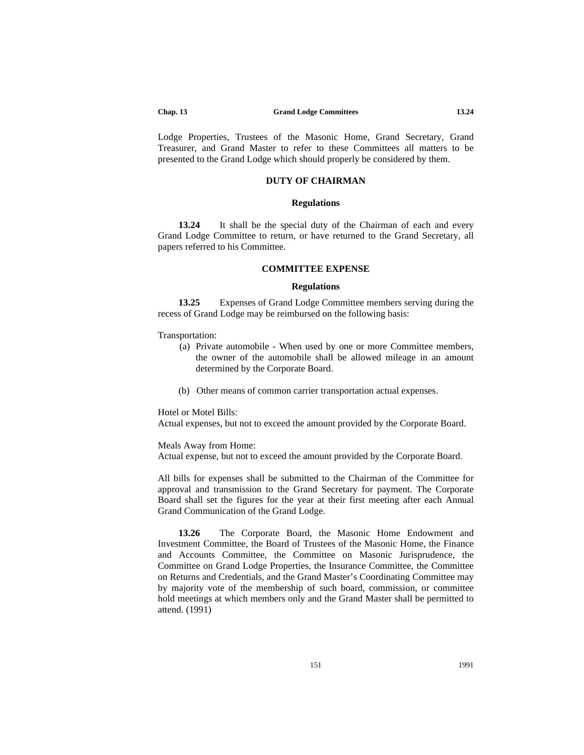Lodge Properties, Trustees of the Masonic Home, Grand Secretary, Grand Treasurer, and Grand Master to refer to these Committees all matters to be presented to the Grand Lodge which should properly be considered by them.

### DUTY OF CHAIRMAN

#### Regulations

**13.24** It shall be the special duty of the Chairman of each and every Grand Lodge Committee to return, or have returned to the Grand Secretary, all papers referred to his Committee.

### COMMITTEE EXPENSE

#### Regulations

**13.25** Expenses of Grand Lodge Committee members serving during the recess of Grand Lodge may be reimbursed on the following basis:

Transportation:

(a) Private automobile - When used by one or more Committee members, the owner of the automobile shall be allowed mileage in an amount determined by the Corporate Board.

(b) Other means of common carrier transportation actual expenses.

Hotel or Motel Bills:
Actual expenses, but not to exceed the amount provided by the Corporate Board.

Meals Away from Home:
Actual expense, but not to exceed the amount provided by the Corporate Board.

All bills for expenses shall be submitted to the Chairman of the Committee for approval and transmission to the Grand Secretary for payment. The Corporate Board shall set the figures for the year at their first meeting after each Annual Grand Communication of the Grand Lodge.

**13.26** The Corporate Board, the Masonic Home Endowment and Investment Committee, the Board of Trustees of the Masonic Home, the Finance and Accounts Committee, the Committee on Masonic Jurisprudence, the Committee on Grand Lodge Properties, the Insurance Committee, the Committee on Returns and Credentials, and the Grand Master's Coordinating Committee may by majority vote of the membership of such board, commission, or committee hold meetings at which members only and the Grand Master shall be permitted to attend. (1991)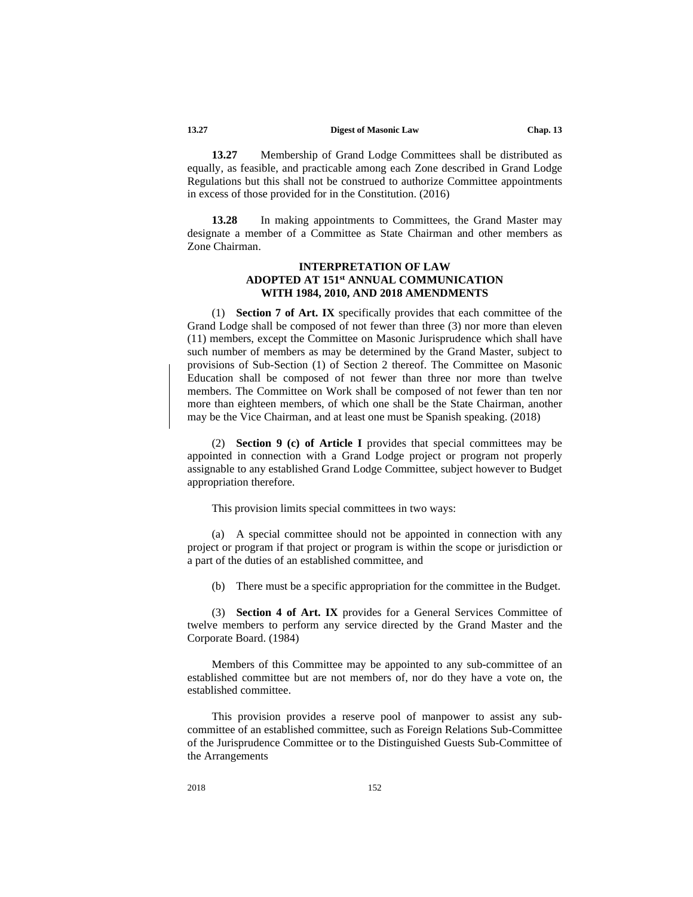**13.27** Membership of Grand Lodge Committees shall be distributed as equally, as feasible, and practicable among each Zone described in Grand Lodge Regulations but this shall not be construed to authorize Committee appointments in excess of those provided for in the Constitution. (2016)

**13.28** In making appointments to Committees, the Grand Master may designate a member of a Committee as State Chairman and other members as Zone Chairman.

### INTERPRETATION OF LAW ADOPTED AT 151st ANNUAL COMMUNICATION WITH 1984, 2010, AND 2018 AMENDMENTS

(1) **Section 7 of Art. IX** specifically provides that each committee of the Grand Lodge shall be composed of not fewer than three (3) nor more than eleven (11) members, except the Committee on Masonic Jurisprudence which shall have such number of members as may be determined by the Grand Master, subject to provisions of Sub-Section (1) of Section 2 thereof. The Committee on Masonic Education shall be composed of not fewer than three nor more than twelve members. The Committee on Work shall be composed of not fewer than ten nor more than eighteen members, of which one shall be the State Chairman, another may be the Vice Chairman, and at least one must be Spanish speaking. (2018)

(2) **Section 9 (c) of Article I** provides that special committees may be appointed in connection with a Grand Lodge project or program not properly assignable to any established Grand Lodge Committee, subject however to Budget appropriation therefore.

This provision limits special committees in two ways:

(a) A special committee should not be appointed in connection with any project or program if that project or program is within the scope or jurisdiction or a part of the duties of an established committee, and

(b) There must be a specific appropriation for the committee in the Budget.

(3) **Section 4 of Art. IX** provides for a General Services Committee of twelve members to perform any service directed by the Grand Master and the Corporate Board. (1984)

Members of this Committee may be appointed to any sub-committee of an established committee but are not members of, nor do they have a vote on, the established committee.

This provision provides a reserve pool of manpower to assist any sub-committee of an established committee, such as Foreign Relations Sub-Committee of the Jurisprudence Committee or to the Distinguished Guests Sub-Committee of the Arrangements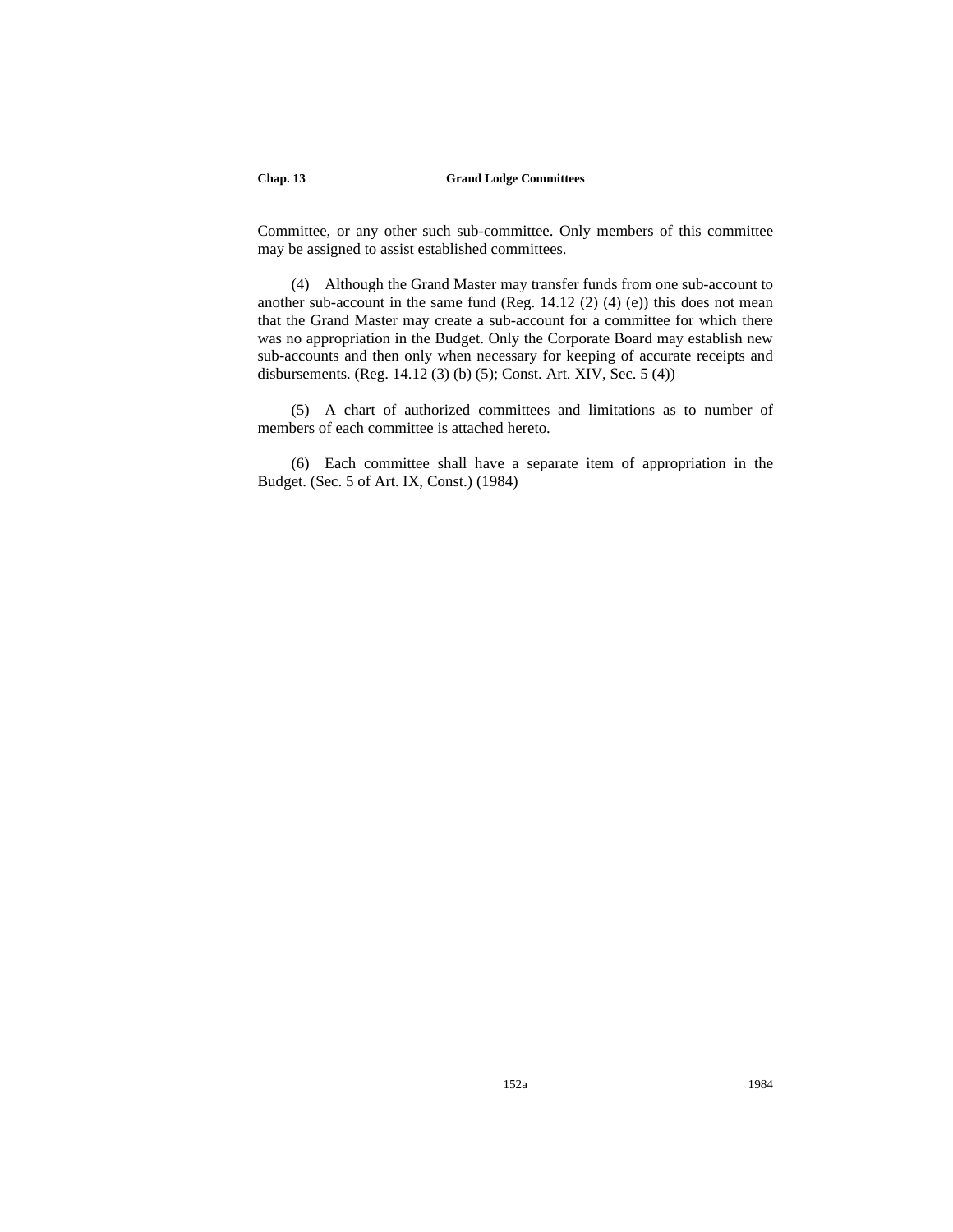Committee, or any other such sub-committee. Only members of this committee may be assigned to assist established committees.

(4) Although the Grand Master may transfer funds from one sub-account to another sub-account in the same fund (Reg. 14.12 (2) (4) (e)) this does not mean that the Grand Master may create a sub-account for a committee for which there was no appropriation in the Budget. Only the Corporate Board may establish new sub-accounts and then only when necessary for keeping of accurate receipts and disbursements. (Reg. 14.12 (3) (b) (5); Const. Art. XIV, Sec. 5 (4))

(5) A chart of authorized committees and limitations as to number of members of each committee is attached hereto.

(6) Each committee shall have a separate item of appropriation in the Budget. (Sec. 5 of Art. IX, Const.) (1984)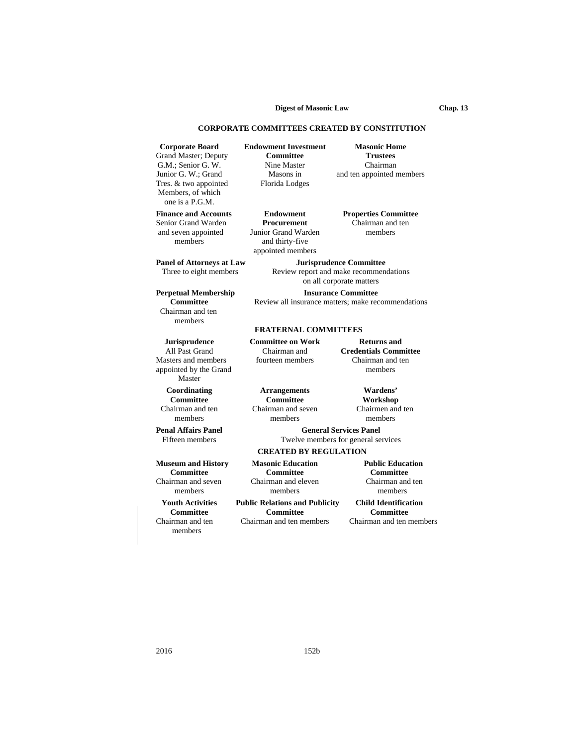## CORPORATE COMMITTEES CREATED BY CONSTITUTION

**Corporate Board**
Grand Master; Deputy G.M.; Senior G. W. Junior G. W.; Grand Tres. & two appointed Members, of which one is a P.G.M.

**Endowment Investment Committee**
Nine Master Masons in Florida Lodges

**Masonic Home Trustees**
Chairman and ten appointed members

**Finance and Accounts**
Senior Grand Warden and seven appointed members

**Endowment Procurement**
Junior Grand Warden and thirty-five appointed members

**Properties Committee**
Chairman and ten members

**Panel of Attorneys at Law**
Three to eight members

**Jurisprudence Committee**
Review report and make recommendations on all corporate matters

**Perpetual Membership Committee**
Chairman and ten members

**Insurance Committee**
Review all insurance matters; make recommendations

## FRATERNAL COMMITTEES

**Jurisprudence**
All Past Grand Masters and members appointed by the Grand Master

**Committee on Work**
Chairman and fourteen members

**Returns and Credentials Committee**
Chairman and ten members

**Coordinating Committee**
Chairman and ten members

**Arrangements Committee**
Chairman and seven members

**Wardens' Workshop**
Chairmen and ten members

**Penal Affairs Panel**
Fifteen members

**General Services Panel**
Twelve members for general services

## CREATED BY REGULATION

**Museum and History Committee**
Chairman and seven members

**Masonic Education Committee**
Chairman and eleven members

**Public Education Committee**
Chairman and ten members

**Youth Activities Committee**
Chairman and ten members

**Public Relations and Publicity Committee**
Chairman and ten members

**Child Identification Committee**
Chairman and ten members